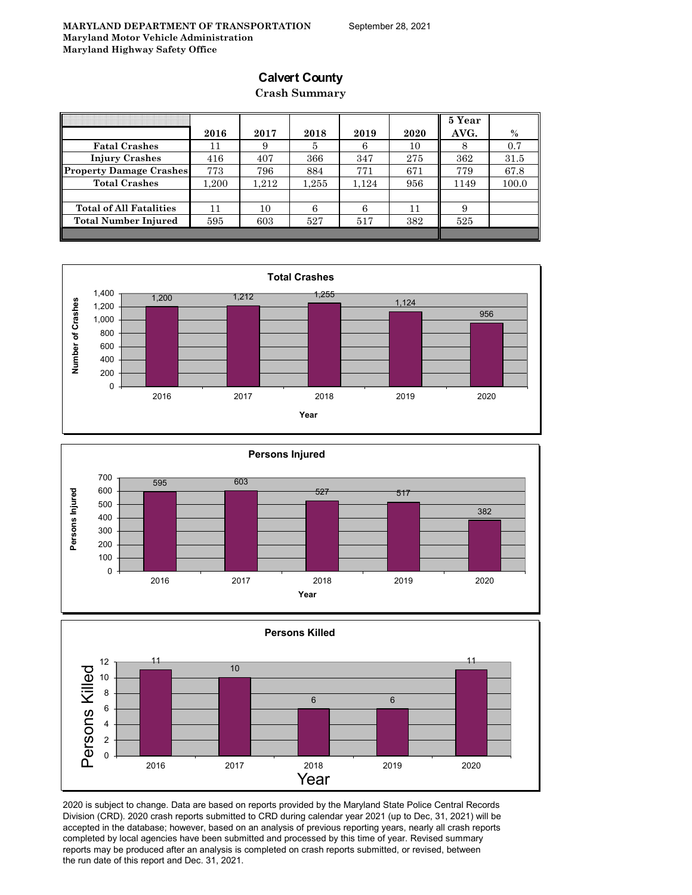**MARYLAND DEPARTMENT OF TRANSPORTATION** September 28, 2021
**Maryland Motor Vehicle Administration**
**Maryland Highway Safety Office**

# Calvert County

## Crash Summary

| | 2016 | 2017 | 2018 | 2019 | 2020 | 5 Year AVG. | % |
|---|---|---|---|---|---|---|---|
| Fatal Crashes | 11 | 9 | 5 | 6 | 10 | 8 | 0.7 |
| Injury Crashes | 416 | 407 | 366 | 347 | 275 | 362 | 31.5 |
| Property Damage Crashes | 773 | 796 | 884 | 771 | 671 | 779 | 67.8 |
| Total Crashes | 1,200 | 1,212 | 1,255 | 1,124 | 956 | 1149 | 100.0 |
| | | | | | | | |
| Total of All Fatalities | 11 | 10 | 6 | 6 | 11 | 9 | |
| Total Number Injured | 595 | 603 | 527 | 517 | 382 | 525 | |

**Total Crashes**

| Year | Number of Crashes |
|---|---|
| 2016 | 1,200 |
| 2017 | 1,212 |
| 2018 | 1,255 |
| 2019 | 1,124 |
| 2020 | 956 |

**Persons Injured**

| Year | Persons Injured |
|---|---|
| 2016 | 595 |
| 2017 | 603 |
| 2018 | 527 |
| 2019 | 517 |
| 2020 | 382 |

**Persons Killed**

| Year | Persons Killed |
|---|---|
| 2016 | 11 |
| 2017 | 10 |
| 2018 | 6 |
| 2019 | 6 |
| 2020 | 11 |

2020 is subject to change. Data are based on reports provided by the Maryland State Police Central Records Division (CRD). 2020 crash reports submitted to CRD during calendar year 2021 (up to Dec, 31, 2021) will be accepted in the database; however, based on an analysis of previous reporting years, nearly all crash reports completed by local agencies have been submitted and processed by this time of year. Revised summary reports may be produced after an analysis is completed on crash reports submitted, or revised, between the run date of this report and Dec. 31, 2021.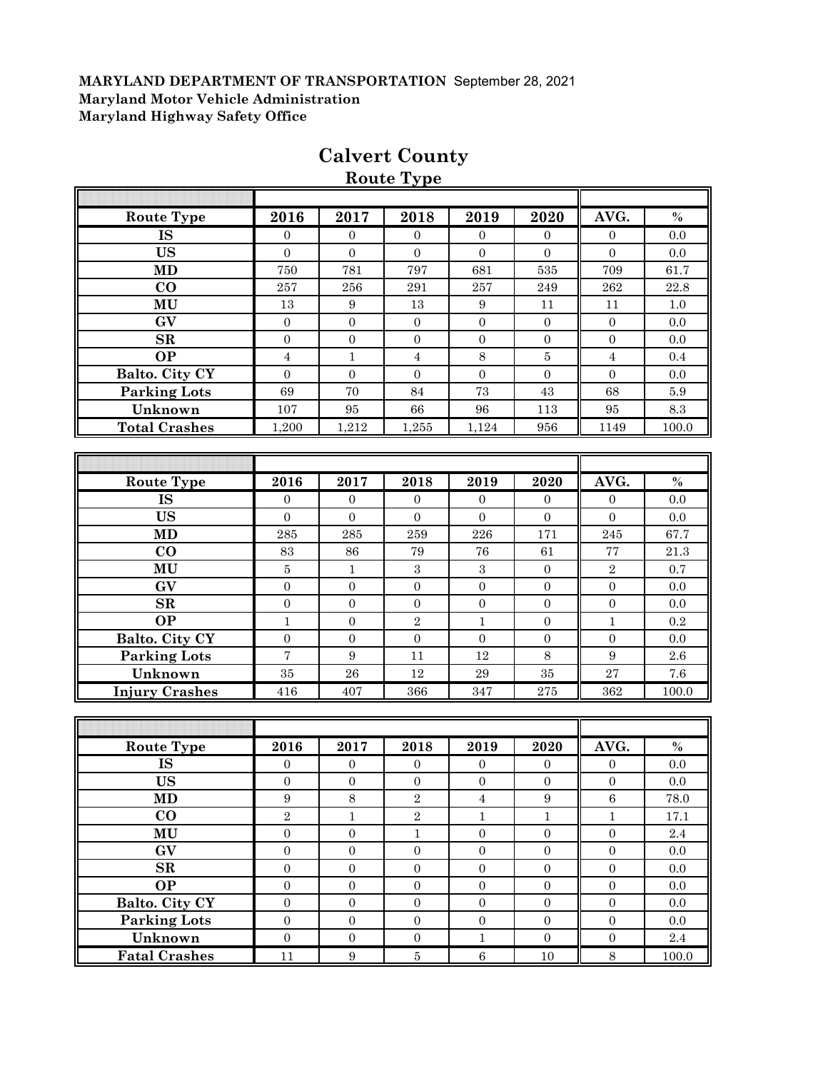**MARYLAND DEPARTMENT OF TRANSPORTATION** September 28, 2021
**Maryland Motor Vehicle Administration**
**Maryland Highway Safety Office**

# Calvert County

## Route Type

| Route Type | 2016 | 2017 | 2018 | 2019 | 2020 | AVG. | % |
|---|---|---|---|---|---|---|---|
| IS | 0 | 0 | 0 | 0 | 0 | 0 | 0.0 |
| US | 0 | 0 | 0 | 0 | 0 | 0 | 0.0 |
| MD | 750 | 781 | 797 | 681 | 535 | 709 | 61.7 |
| CO | 257 | 256 | 291 | 257 | 249 | 262 | 22.8 |
| MU | 13 | 9 | 13 | 9 | 11 | 11 | 1.0 |
| GV | 0 | 0 | 0 | 0 | 0 | 0 | 0.0 |
| SR | 0 | 0 | 0 | 0 | 0 | 0 | 0.0 |
| OP | 4 | 1 | 4 | 8 | 5 | 4 | 0.4 |
| Balto. City CY | 0 | 0 | 0 | 0 | 0 | 0 | 0.0 |
| Parking Lots | 69 | 70 | 84 | 73 | 43 | 68 | 5.9 |
| Unknown | 107 | 95 | 66 | 96 | 113 | 95 | 8.3 |
| Total Crashes | 1,200 | 1,212 | 1,255 | 1,124 | 956 | 1149 | 100.0 |

| Route Type | 2016 | 2017 | 2018 | 2019 | 2020 | AVG. | % |
|---|---|---|---|---|---|---|---|
| IS | 0 | 0 | 0 | 0 | 0 | 0 | 0.0 |
| US | 0 | 0 | 0 | 0 | 0 | 0 | 0.0 |
| MD | 285 | 285 | 259 | 226 | 171 | 245 | 67.7 |
| CO | 83 | 86 | 79 | 76 | 61 | 77 | 21.3 |
| MU | 5 | 1 | 3 | 3 | 0 | 2 | 0.7 |
| GV | 0 | 0 | 0 | 0 | 0 | 0 | 0.0 |
| SR | 0 | 0 | 0 | 0 | 0 | 0 | 0.0 |
| OP | 1 | 0 | 2 | 1 | 0 | 1 | 0.2 |
| Balto. City CY | 0 | 0 | 0 | 0 | 0 | 0 | 0.0 |
| Parking Lots | 7 | 9 | 11 | 12 | 8 | 9 | 2.6 |
| Unknown | 35 | 26 | 12 | 29 | 35 | 27 | 7.6 |
| Injury Crashes | 416 | 407 | 366 | 347 | 275 | 362 | 100.0 |

| Route Type | 2016 | 2017 | 2018 | 2019 | 2020 | AVG. | % |
|---|---|---|---|---|---|---|---|
| IS | 0 | 0 | 0 | 0 | 0 | 0 | 0.0 |
| US | 0 | 0 | 0 | 0 | 0 | 0 | 0.0 |
| MD | 9 | 8 | 2 | 4 | 9 | 6 | 78.0 |
| CO | 2 | 1 | 2 | 1 | 1 | 1 | 17.1 |
| MU | 0 | 0 | 1 | 0 | 0 | 0 | 2.4 |
| GV | 0 | 0 | 0 | 0 | 0 | 0 | 0.0 |
| SR | 0 | 0 | 0 | 0 | 0 | 0 | 0.0 |
| OP | 0 | 0 | 0 | 0 | 0 | 0 | 0.0 |
| Balto. City CY | 0 | 0 | 0 | 0 | 0 | 0 | 0.0 |
| Parking Lots | 0 | 0 | 0 | 0 | 0 | 0 | 0.0 |
| Unknown | 0 | 0 | 0 | 1 | 0 | 0 | 2.4 |
| Fatal Crashes | 11 | 9 | 5 | 6 | 10 | 8 | 100.0 |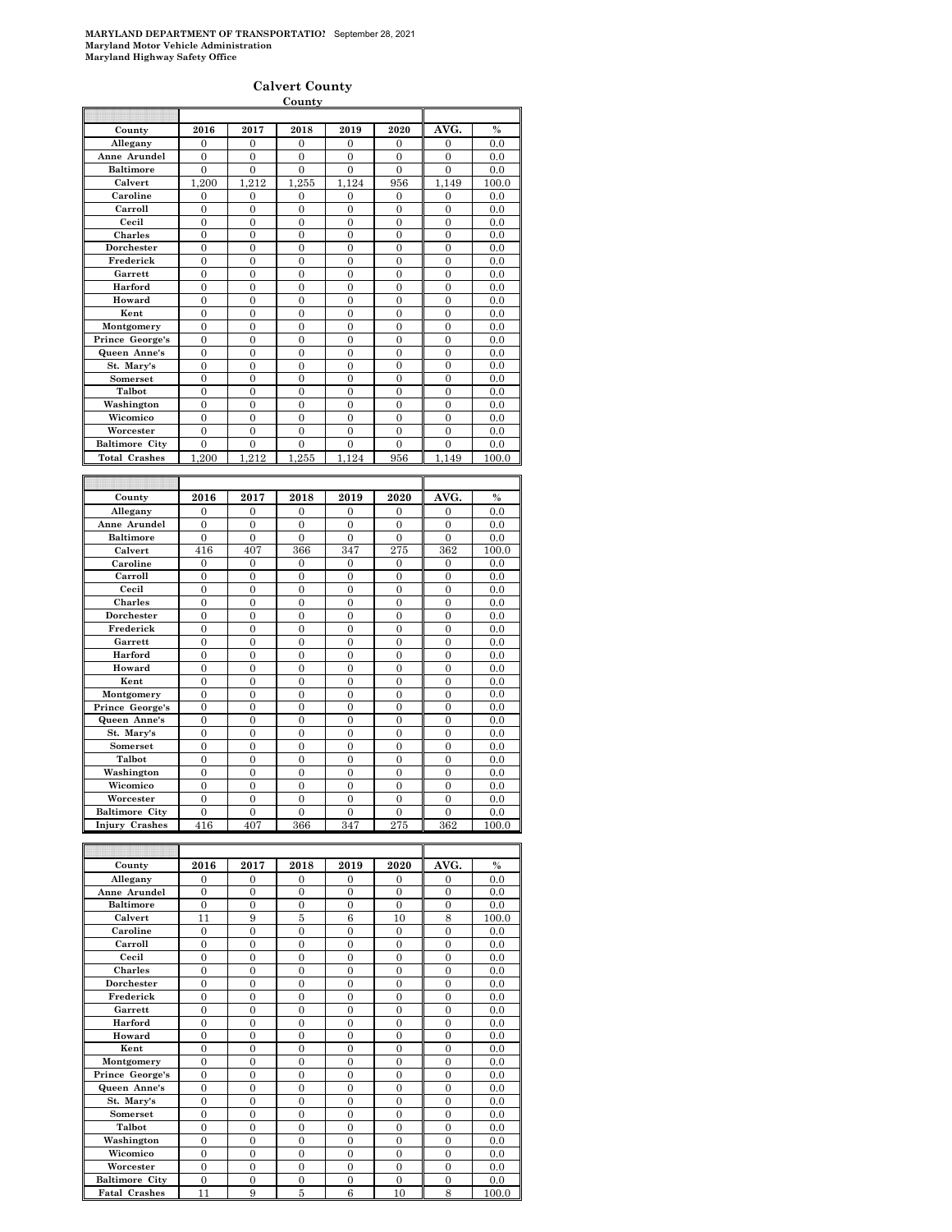**MARYLAND DEPARTMENT OF TRANSPORTATIO!** September 28, 2021
**Maryland Motor Vehicle Administration**
**Maryland Highway Safety Office**

## Calvert County

**County**

| County | 2016 | 2017 | 2018 | 2019 | 2020 | AVG. | % |
|---|---|---|---|---|---|---|---|
| Allegany | 0 | 0 | 0 | 0 | 0 | 0 | 0.0 |
| Anne Arundel | 0 | 0 | 0 | 0 | 0 | 0 | 0.0 |
| Baltimore | 0 | 0 | 0 | 0 | 0 | 0 | 0.0 |
| Calvert | 1,200 | 1,212 | 1,255 | 1,124 | 956 | 1,149 | 100.0 |
| Caroline | 0 | 0 | 0 | 0 | 0 | 0 | 0.0 |
| Carroll | 0 | 0 | 0 | 0 | 0 | 0 | 0.0 |
| Cecil | 0 | 0 | 0 | 0 | 0 | 0 | 0.0 |
| Charles | 0 | 0 | 0 | 0 | 0 | 0 | 0.0 |
| Dorchester | 0 | 0 | 0 | 0 | 0 | 0 | 0.0 |
| Frederick | 0 | 0 | 0 | 0 | 0 | 0 | 0.0 |
| Garrett | 0 | 0 | 0 | 0 | 0 | 0 | 0.0 |
| Harford | 0 | 0 | 0 | 0 | 0 | 0 | 0.0 |
| Howard | 0 | 0 | 0 | 0 | 0 | 0 | 0.0 |
| Kent | 0 | 0 | 0 | 0 | 0 | 0 | 0.0 |
| Montgomery | 0 | 0 | 0 | 0 | 0 | 0 | 0.0 |
| Prince George's | 0 | 0 | 0 | 0 | 0 | 0 | 0.0 |
| Queen Anne's | 0 | 0 | 0 | 0 | 0 | 0 | 0.0 |
| St. Mary's | 0 | 0 | 0 | 0 | 0 | 0 | 0.0 |
| Somerset | 0 | 0 | 0 | 0 | 0 | 0 | 0.0 |
| Talbot | 0 | 0 | 0 | 0 | 0 | 0 | 0.0 |
| Washington | 0 | 0 | 0 | 0 | 0 | 0 | 0.0 |
| Wicomico | 0 | 0 | 0 | 0 | 0 | 0 | 0.0 |
| Worcester | 0 | 0 | 0 | 0 | 0 | 0 | 0.0 |
| Baltimore City | 0 | 0 | 0 | 0 | 0 | 0 | 0.0 |
| Total Crashes | 1,200 | 1,212 | 1,255 | 1,124 | 956 | 1,149 | 100.0 |

| County | 2016 | 2017 | 2018 | 2019 | 2020 | AVG. | % |
|---|---|---|---|---|---|---|---|
| Allegany | 0 | 0 | 0 | 0 | 0 | 0 | 0.0 |
| Anne Arundel | 0 | 0 | 0 | 0 | 0 | 0 | 0.0 |
| Baltimore | 0 | 0 | 0 | 0 | 0 | 0 | 0.0 |
| Calvert | 416 | 407 | 366 | 347 | 275 | 362 | 100.0 |
| Caroline | 0 | 0 | 0 | 0 | 0 | 0 | 0.0 |
| Carroll | 0 | 0 | 0 | 0 | 0 | 0 | 0.0 |
| Cecil | 0 | 0 | 0 | 0 | 0 | 0 | 0.0 |
| Charles | 0 | 0 | 0 | 0 | 0 | 0 | 0.0 |
| Dorchester | 0 | 0 | 0 | 0 | 0 | 0 | 0.0 |
| Frederick | 0 | 0 | 0 | 0 | 0 | 0 | 0.0 |
| Garrett | 0 | 0 | 0 | 0 | 0 | 0 | 0.0 |
| Harford | 0 | 0 | 0 | 0 | 0 | 0 | 0.0 |
| Howard | 0 | 0 | 0 | 0 | 0 | 0 | 0.0 |
| Kent | 0 | 0 | 0 | 0 | 0 | 0 | 0.0 |
| Montgomery | 0 | 0 | 0 | 0 | 0 | 0 | 0.0 |
| Prince George's | 0 | 0 | 0 | 0 | 0 | 0 | 0.0 |
| Queen Anne's | 0 | 0 | 0 | 0 | 0 | 0 | 0.0 |
| St. Mary's | 0 | 0 | 0 | 0 | 0 | 0 | 0.0 |
| Somerset | 0 | 0 | 0 | 0 | 0 | 0 | 0.0 |
| Talbot | 0 | 0 | 0 | 0 | 0 | 0 | 0.0 |
| Washington | 0 | 0 | 0 | 0 | 0 | 0 | 0.0 |
| Wicomico | 0 | 0 | 0 | 0 | 0 | 0 | 0.0 |
| Worcester | 0 | 0 | 0 | 0 | 0 | 0 | 0.0 |
| Baltimore City | 0 | 0 | 0 | 0 | 0 | 0 | 0.0 |
| Injury Crashes | 416 | 407 | 366 | 347 | 275 | 362 | 100.0 |

| County | 2016 | 2017 | 2018 | 2019 | 2020 | AVG. | % |
|---|---|---|---|---|---|---|---|
| Allegany | 0 | 0 | 0 | 0 | 0 | 0 | 0.0 |
| Anne Arundel | 0 | 0 | 0 | 0 | 0 | 0 | 0.0 |
| Baltimore | 0 | 0 | 0 | 0 | 0 | 0 | 0.0 |
| Calvert | 11 | 9 | 5 | 6 | 10 | 8 | 100.0 |
| Caroline | 0 | 0 | 0 | 0 | 0 | 0 | 0.0 |
| Carroll | 0 | 0 | 0 | 0 | 0 | 0 | 0.0 |
| Cecil | 0 | 0 | 0 | 0 | 0 | 0 | 0.0 |
| Charles | 0 | 0 | 0 | 0 | 0 | 0 | 0.0 |
| Dorchester | 0 | 0 | 0 | 0 | 0 | 0 | 0.0 |
| Frederick | 0 | 0 | 0 | 0 | 0 | 0 | 0.0 |
| Garrett | 0 | 0 | 0 | 0 | 0 | 0 | 0.0 |
| Harford | 0 | 0 | 0 | 0 | 0 | 0 | 0.0 |
| Howard | 0 | 0 | 0 | 0 | 0 | 0 | 0.0 |
| Kent | 0 | 0 | 0 | 0 | 0 | 0 | 0.0 |
| Montgomery | 0 | 0 | 0 | 0 | 0 | 0 | 0.0 |
| Prince George's | 0 | 0 | 0 | 0 | 0 | 0 | 0.0 |
| Queen Anne's | 0 | 0 | 0 | 0 | 0 | 0 | 0.0 |
| St. Mary's | 0 | 0 | 0 | 0 | 0 | 0 | 0.0 |
| Somerset | 0 | 0 | 0 | 0 | 0 | 0 | 0.0 |
| Talbot | 0 | 0 | 0 | 0 | 0 | 0 | 0.0 |
| Washington | 0 | 0 | 0 | 0 | 0 | 0 | 0.0 |
| Wicomico | 0 | 0 | 0 | 0 | 0 | 0 | 0.0 |
| Worcester | 0 | 0 | 0 | 0 | 0 | 0 | 0.0 |
| Baltimore City | 0 | 0 | 0 | 0 | 0 | 0 | 0.0 |
| Fatal Crashes | 11 | 9 | 5 | 6 | 10 | 8 | 100.0 |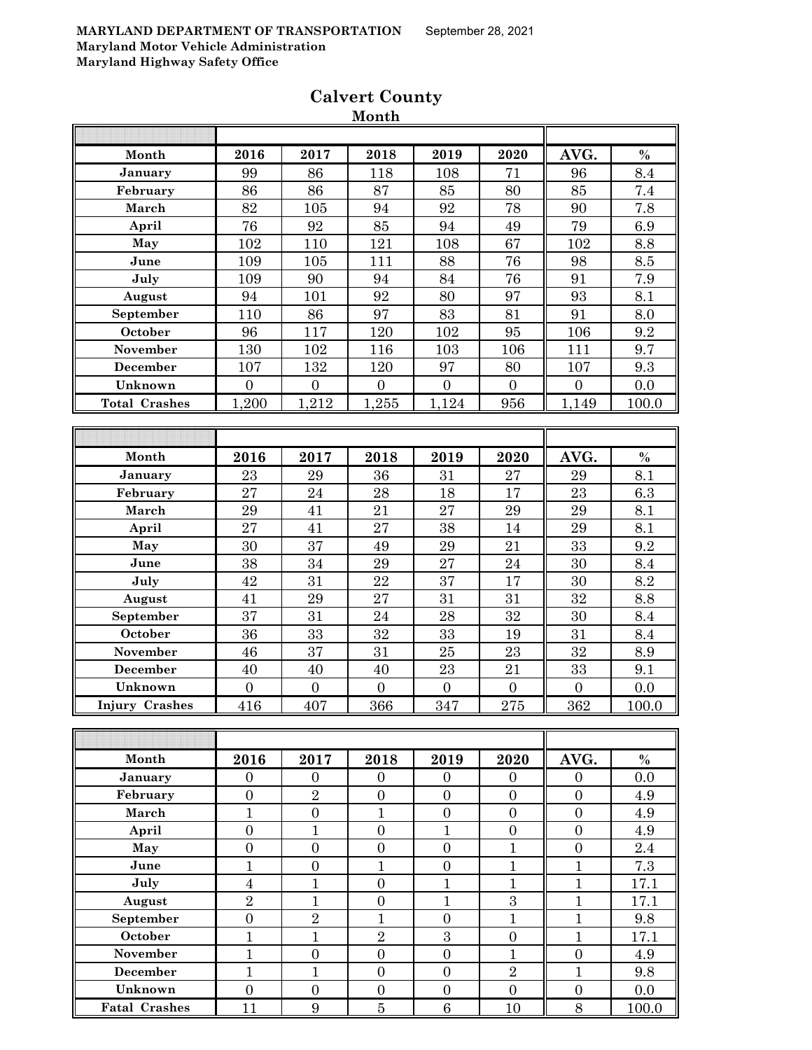**MARYLAND DEPARTMENT OF TRANSPORTATION** September 28, 2021
**Maryland Motor Vehicle Administration**
**Maryland Highway Safety Office**

# Calvert County

## Month

| Month | 2016 | 2017 | 2018 | 2019 | 2020 | AVG. | % |
|---|---|---|---|---|---|---|---|
| January | 99 | 86 | 118 | 108 | 71 | 96 | 8.4 |
| February | 86 | 86 | 87 | 85 | 80 | 85 | 7.4 |
| March | 82 | 105 | 94 | 92 | 78 | 90 | 7.8 |
| April | 76 | 92 | 85 | 94 | 49 | 79 | 6.9 |
| May | 102 | 110 | 121 | 108 | 67 | 102 | 8.8 |
| June | 109 | 105 | 111 | 88 | 76 | 98 | 8.5 |
| July | 109 | 90 | 94 | 84 | 76 | 91 | 7.9 |
| August | 94 | 101 | 92 | 80 | 97 | 93 | 8.1 |
| September | 110 | 86 | 97 | 83 | 81 | 91 | 8.0 |
| October | 96 | 117 | 120 | 102 | 95 | 106 | 9.2 |
| November | 130 | 102 | 116 | 103 | 106 | 111 | 9.7 |
| December | 107 | 132 | 120 | 97 | 80 | 107 | 9.3 |
| Unknown | 0 | 0 | 0 | 0 | 0 | 0 | 0.0 |
| **Total Crashes** | 1,200 | 1,212 | 1,255 | 1,124 | 956 | 1,149 | 100.0 |

| Month | 2016 | 2017 | 2018 | 2019 | 2020 | AVG. | % |
|---|---|---|---|---|---|---|---|
| January | 23 | 29 | 36 | 31 | 27 | 29 | 8.1 |
| February | 27 | 24 | 28 | 18 | 17 | 23 | 6.3 |
| March | 29 | 41 | 21 | 27 | 29 | 29 | 8.1 |
| April | 27 | 41 | 27 | 38 | 14 | 29 | 8.1 |
| May | 30 | 37 | 49 | 29 | 21 | 33 | 9.2 |
| June | 38 | 34 | 29 | 27 | 24 | 30 | 8.4 |
| July | 42 | 31 | 22 | 37 | 17 | 30 | 8.2 |
| August | 41 | 29 | 27 | 31 | 31 | 32 | 8.8 |
| September | 37 | 31 | 24 | 28 | 32 | 30 | 8.4 |
| October | 36 | 33 | 32 | 33 | 19 | 31 | 8.4 |
| November | 46 | 37 | 31 | 25 | 23 | 32 | 8.9 |
| December | 40 | 40 | 40 | 23 | 21 | 33 | 9.1 |
| Unknown | 0 | 0 | 0 | 0 | 0 | 0 | 0.0 |
| **Injury Crashes** | 416 | 407 | 366 | 347 | 275 | 362 | 100.0 |

| Month | 2016 | 2017 | 2018 | 2019 | 2020 | AVG. | % |
|---|---|---|---|---|---|---|---|
| January | 0 | 0 | 0 | 0 | 0 | 0 | 0.0 |
| February | 0 | 2 | 0 | 0 | 0 | 0 | 4.9 |
| March | 1 | 0 | 1 | 0 | 0 | 0 | 4.9 |
| April | 0 | 1 | 0 | 1 | 0 | 0 | 4.9 |
| May | 0 | 0 | 0 | 0 | 1 | 0 | 2.4 |
| June | 1 | 0 | 1 | 0 | 1 | 1 | 7.3 |
| July | 4 | 1 | 0 | 1 | 1 | 1 | 17.1 |
| August | 2 | 1 | 0 | 1 | 3 | 1 | 17.1 |
| September | 0 | 2 | 1 | 0 | 1 | 1 | 9.8 |
| October | 1 | 1 | 2 | 3 | 0 | 1 | 17.1 |
| November | 1 | 0 | 0 | 0 | 1 | 0 | 4.9 |
| December | 1 | 1 | 0 | 0 | 2 | 1 | 9.8 |
| Unknown | 0 | 0 | 0 | 0 | 0 | 0 | 0.0 |
| **Fatal Crashes** | 11 | 9 | 5 | 6 | 10 | 8 | 100.0 |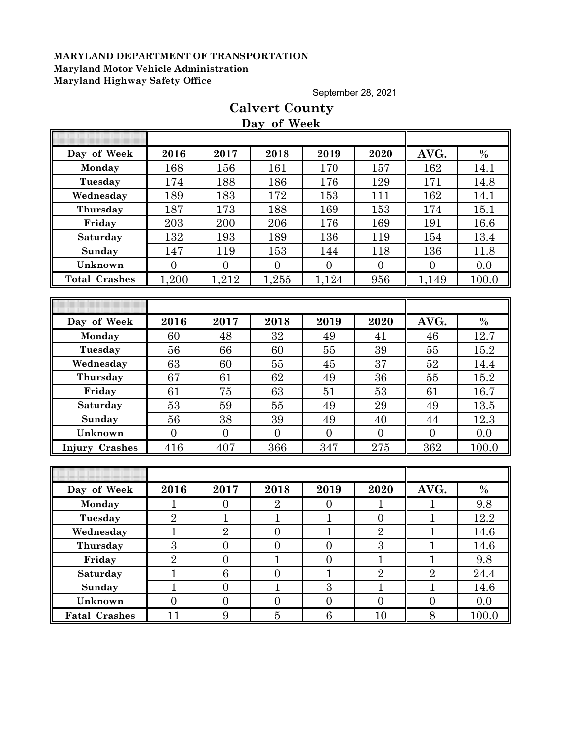**MARYLAND DEPARTMENT OF TRANSPORTATION**
**Maryland Motor Vehicle Administration**
**Maryland Highway Safety Office**

September 28, 2021

# Calvert County

## Day of Week

| Day of Week | 2016 | 2017 | 2018 | 2019 | 2020 | AVG. | % |
|---|---|---|---|---|---|---|---|
| Monday | 168 | 156 | 161 | 170 | 157 | 162 | 14.1 |
| Tuesday | 174 | 188 | 186 | 176 | 129 | 171 | 14.8 |
| Wednesday | 189 | 183 | 172 | 153 | 111 | 162 | 14.1 |
| Thursday | 187 | 173 | 188 | 169 | 153 | 174 | 15.1 |
| Friday | 203 | 200 | 206 | 176 | 169 | 191 | 16.6 |
| Saturday | 132 | 193 | 189 | 136 | 119 | 154 | 13.4 |
| Sunday | 147 | 119 | 153 | 144 | 118 | 136 | 11.8 |
| Unknown | 0 | 0 | 0 | 0 | 0 | 0 | 0.0 |
| Total Crashes | 1,200 | 1,212 | 1,255 | 1,124 | 956 | 1,149 | 100.0 |

| Day of Week | 2016 | 2017 | 2018 | 2019 | 2020 | AVG. | % |
|---|---|---|---|---|---|---|---|
| Monday | 60 | 48 | 32 | 49 | 41 | 46 | 12.7 |
| Tuesday | 56 | 66 | 60 | 55 | 39 | 55 | 15.2 |
| Wednesday | 63 | 60 | 55 | 45 | 37 | 52 | 14.4 |
| Thursday | 67 | 61 | 62 | 49 | 36 | 55 | 15.2 |
| Friday | 61 | 75 | 63 | 51 | 53 | 61 | 16.7 |
| Saturday | 53 | 59 | 55 | 49 | 29 | 49 | 13.5 |
| Sunday | 56 | 38 | 39 | 49 | 40 | 44 | 12.3 |
| Unknown | 0 | 0 | 0 | 0 | 0 | 0 | 0.0 |
| Injury Crashes | 416 | 407 | 366 | 347 | 275 | 362 | 100.0 |

| Day of Week | 2016 | 2017 | 2018 | 2019 | 2020 | AVG. | % |
|---|---|---|---|---|---|---|---|
| Monday | 1 | 0 | 2 | 0 | 1 | 1 | 9.8 |
| Tuesday | 2 | 1 | 1 | 1 | 0 | 1 | 12.2 |
| Wednesday | 1 | 2 | 0 | 1 | 2 | 1 | 14.6 |
| Thursday | 3 | 0 | 0 | 0 | 3 | 1 | 14.6 |
| Friday | 2 | 0 | 1 | 0 | 1 | 1 | 9.8 |
| Saturday | 1 | 6 | 0 | 1 | 2 | 2 | 24.4 |
| Sunday | 1 | 0 | 1 | 3 | 1 | 1 | 14.6 |
| Unknown | 0 | 0 | 0 | 0 | 0 | 0 | 0.0 |
| Fatal Crashes | 11 | 9 | 5 | 6 | 10 | 8 | 100.0 |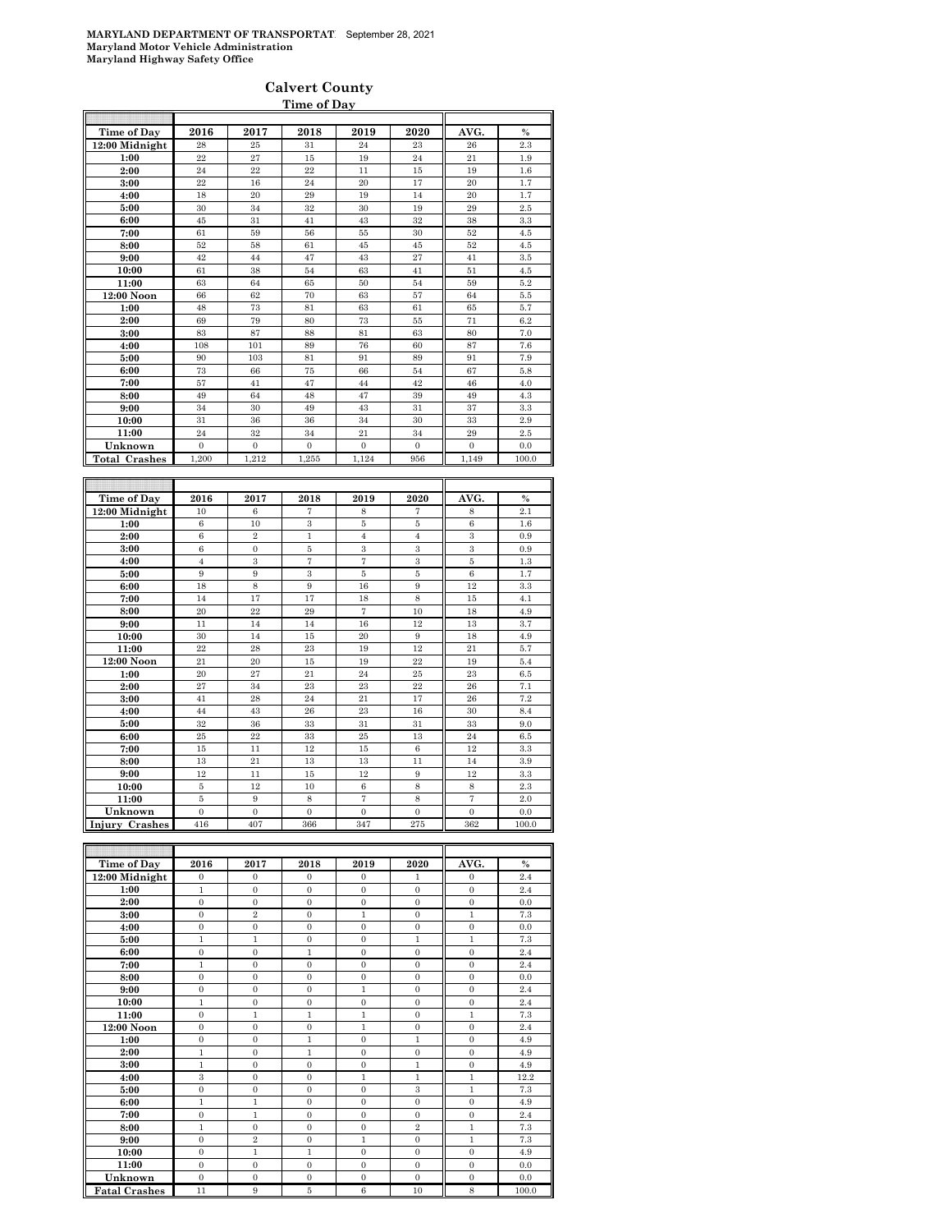**MARYLAND DEPARTMENT OF TRANSPORTAT**  September 28, 2021
**Maryland Motor Vehicle Administration**
**Maryland Highway Safety Office**

## Calvert County

### Time of Day

| Time of Day | 2016 | 2017 | 2018 | 2019 | 2020 | AVG. | % |
|---|---|---|---|---|---|---|---|
| 12:00 Midnight | 28 | 25 | 31 | 24 | 23 | 26 | 2.3 |
| 1:00 | 22 | 27 | 15 | 19 | 24 | 21 | 1.9 |
| 2:00 | 24 | 22 | 22 | 11 | 15 | 19 | 1.6 |
| 3:00 | 22 | 16 | 24 | 20 | 17 | 20 | 1.7 |
| 4:00 | 18 | 20 | 29 | 19 | 14 | 20 | 1.7 |
| 5:00 | 30 | 34 | 32 | 30 | 19 | 29 | 2.5 |
| 6:00 | 45 | 31 | 41 | 43 | 32 | 38 | 3.3 |
| 7:00 | 61 | 59 | 56 | 55 | 30 | 52 | 4.5 |
| 8:00 | 52 | 58 | 61 | 45 | 45 | 52 | 4.5 |
| 9:00 | 42 | 44 | 47 | 43 | 27 | 41 | 3.5 |
| 10:00 | 61 | 38 | 54 | 63 | 41 | 51 | 4.5 |
| 11:00 | 63 | 64 | 65 | 50 | 54 | 59 | 5.2 |
| 12:00 Noon | 66 | 62 | 70 | 63 | 57 | 64 | 5.5 |
| 1:00 | 48 | 73 | 81 | 63 | 61 | 65 | 5.7 |
| 2:00 | 69 | 79 | 80 | 73 | 55 | 71 | 6.2 |
| 3:00 | 83 | 87 | 88 | 81 | 63 | 80 | 7.0 |
| 4:00 | 108 | 101 | 89 | 76 | 60 | 87 | 7.6 |
| 5:00 | 90 | 103 | 81 | 91 | 89 | 91 | 7.9 |
| 6:00 | 73 | 66 | 75 | 66 | 54 | 67 | 5.8 |
| 7:00 | 57 | 41 | 47 | 44 | 42 | 46 | 4.0 |
| 8:00 | 49 | 64 | 48 | 47 | 39 | 49 | 4.3 |
| 9:00 | 34 | 30 | 49 | 43 | 31 | 37 | 3.3 |
| 10:00 | 31 | 36 | 36 | 34 | 30 | 33 | 2.9 |
| 11:00 | 24 | 32 | 34 | 21 | 34 | 29 | 2.5 |
| Unknown | 0 | 0 | 0 | 0 | 0 | 0 | 0.0 |
| **Total Crashes** | 1,200 | 1,212 | 1,255 | 1,124 | 956 | 1,149 | 100.0 |

| Time of Day | 2016 | 2017 | 2018 | 2019 | 2020 | AVG. | % |
|---|---|---|---|---|---|---|---|
| 12:00 Midnight | 10 | 6 | 7 | 8 | 7 | 8 | 2.1 |
| 1:00 | 6 | 10 | 3 | 5 | 5 | 6 | 1.6 |
| 2:00 | 6 | 2 | 1 | 4 | 4 | 3 | 0.9 |
| 3:00 | 6 | 0 | 5 | 3 | 3 | 3 | 0.9 |
| 4:00 | 4 | 3 | 7 | 7 | 3 | 5 | 1.3 |
| 5:00 | 9 | 9 | 3 | 5 | 5 | 6 | 1.7 |
| 6:00 | 18 | 8 | 9 | 16 | 9 | 12 | 3.3 |
| 7:00 | 14 | 17 | 17 | 18 | 8 | 15 | 4.1 |
| 8:00 | 20 | 22 | 29 | 7 | 10 | 18 | 4.9 |
| 9:00 | 11 | 14 | 14 | 16 | 12 | 13 | 3.7 |
| 10:00 | 30 | 14 | 15 | 20 | 9 | 18 | 4.9 |
| 11:00 | 22 | 28 | 23 | 19 | 12 | 21 | 5.7 |
| 12:00 Noon | 21 | 20 | 15 | 19 | 22 | 19 | 5.4 |
| 1:00 | 20 | 27 | 21 | 24 | 25 | 23 | 6.5 |
| 2:00 | 27 | 34 | 23 | 23 | 22 | 26 | 7.1 |
| 3:00 | 41 | 28 | 24 | 21 | 17 | 26 | 7.2 |
| 4:00 | 44 | 43 | 26 | 23 | 16 | 30 | 8.4 |
| 5:00 | 32 | 36 | 33 | 31 | 31 | 33 | 9.0 |
| 6:00 | 25 | 22 | 33 | 25 | 13 | 24 | 6.5 |
| 7:00 | 15 | 11 | 12 | 15 | 6 | 12 | 3.3 |
| 8:00 | 13 | 21 | 13 | 13 | 11 | 14 | 3.9 |
| 9:00 | 12 | 11 | 15 | 12 | 9 | 12 | 3.3 |
| 10:00 | 5 | 12 | 10 | 6 | 8 | 8 | 2.3 |
| 11:00 | 5 | 9 | 8 | 7 | 8 | 7 | 2.0 |
| Unknown | 0 | 0 | 0 | 0 | 0 | 0 | 0.0 |
| **Injury Crashes** | 416 | 407 | 366 | 347 | 275 | 362 | 100.0 |

| Time of Day | 2016 | 2017 | 2018 | 2019 | 2020 | AVG. | % |
|---|---|---|---|---|---|---|---|
| 12:00 Midnight | 0 | 0 | 0 | 0 | 1 | 0 | 2.4 |
| 1:00 | 1 | 0 | 0 | 0 | 0 | 0 | 2.4 |
| 2:00 | 0 | 0 | 0 | 0 | 0 | 0 | 0.0 |
| 3:00 | 0 | 2 | 0 | 1 | 0 | 1 | 7.3 |
| 4:00 | 0 | 0 | 0 | 0 | 0 | 0 | 0.0 |
| 5:00 | 1 | 1 | 0 | 0 | 1 | 1 | 7.3 |
| 6:00 | 0 | 0 | 1 | 0 | 0 | 0 | 2.4 |
| 7:00 | 1 | 0 | 0 | 0 | 0 | 0 | 2.4 |
| 8:00 | 0 | 0 | 0 | 0 | 0 | 0 | 0.0 |
| 9:00 | 0 | 0 | 0 | 1 | 0 | 0 | 2.4 |
| 10:00 | 1 | 0 | 0 | 0 | 0 | 0 | 2.4 |
| 11:00 | 0 | 1 | 1 | 1 | 0 | 1 | 7.3 |
| 12:00 Noon | 0 | 0 | 0 | 1 | 0 | 0 | 2.4 |
| 1:00 | 0 | 0 | 1 | 0 | 1 | 0 | 4.9 |
| 2:00 | 1 | 0 | 1 | 0 | 0 | 0 | 4.9 |
| 3:00 | 1 | 0 | 0 | 0 | 1 | 0 | 4.9 |
| 4:00 | 3 | 0 | 0 | 1 | 1 | 1 | 12.2 |
| 5:00 | 0 | 0 | 0 | 0 | 3 | 1 | 7.3 |
| 6:00 | 1 | 1 | 0 | 0 | 0 | 0 | 4.9 |
| 7:00 | 0 | 1 | 0 | 0 | 0 | 0 | 2.4 |
| 8:00 | 1 | 0 | 0 | 0 | 2 | 1 | 7.3 |
| 9:00 | 0 | 2 | 0 | 1 | 0 | 1 | 7.3 |
| 10:00 | 0 | 1 | 1 | 0 | 0 | 0 | 4.9 |
| 11:00 | 0 | 0 | 0 | 0 | 0 | 0 | 0.0 |
| Unknown | 0 | 0 | 0 | 0 | 0 | 0 | 0.0 |
| **Fatal Crashes** | 11 | 9 | 5 | 6 | 10 | 8 | 100.0 |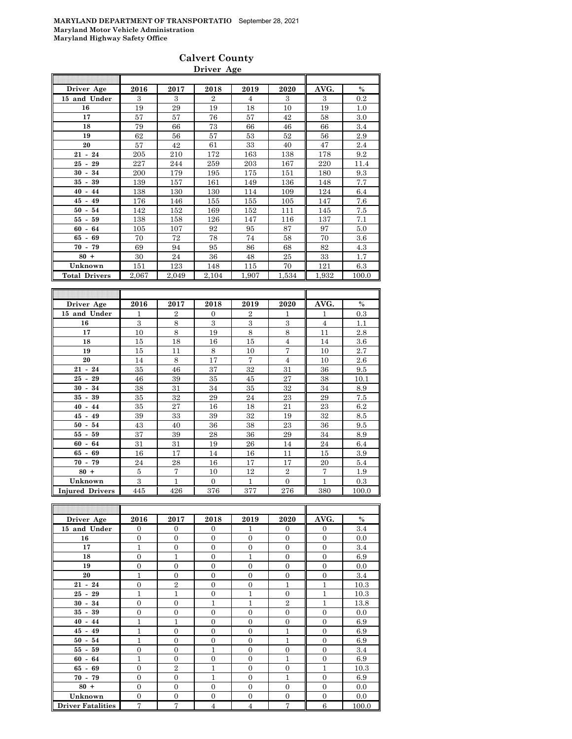**MARYLAND DEPARTMENT OF TRANSPORTATIO** September 28, 2021
**Maryland Motor Vehicle Administration**
**Maryland Highway Safety Office**

# Calvert County

## Driver Age

| Driver Age | 2016 | 2017 | 2018 | 2019 | 2020 | AVG. | % |
|---|---|---|---|---|---|---|---|
| 15 and Under | 3 | 3 | 2 | 4 | 3 | 3 | 0.2 |
| 16 | 19 | 29 | 19 | 18 | 10 | 19 | 1.0 |
| 17 | 57 | 57 | 76 | 57 | 42 | 58 | 3.0 |
| 18 | 79 | 66 | 73 | 66 | 46 | 66 | 3.4 |
| 19 | 62 | 56 | 57 | 53 | 52 | 56 | 2.9 |
| 20 | 57 | 42 | 61 | 33 | 40 | 47 | 2.4 |
| 21 - 24 | 205 | 210 | 172 | 163 | 138 | 178 | 9.2 |
| 25 - 29 | 227 | 244 | 259 | 203 | 167 | 220 | 11.4 |
| 30 - 34 | 200 | 179 | 195 | 175 | 151 | 180 | 9.3 |
| 35 - 39 | 139 | 157 | 161 | 149 | 136 | 148 | 7.7 |
| 40 - 44 | 138 | 130 | 130 | 114 | 109 | 124 | 6.4 |
| 45 - 49 | 176 | 146 | 155 | 155 | 105 | 147 | 7.6 |
| 50 - 54 | 142 | 152 | 169 | 152 | 111 | 145 | 7.5 |
| 55 - 59 | 138 | 158 | 126 | 147 | 116 | 137 | 7.1 |
| 60 - 64 | 105 | 107 | 92 | 95 | 87 | 97 | 5.0 |
| 65 - 69 | 70 | 72 | 78 | 74 | 58 | 70 | 3.6 |
| 70 - 79 | 69 | 94 | 95 | 86 | 68 | 82 | 4.3 |
| 80 + | 30 | 24 | 36 | 48 | 25 | 33 | 1.7 |
| Unknown | 151 | 123 | 148 | 115 | 70 | 121 | 6.3 |
| Total Drivers | 2,067 | 2,049 | 2,104 | 1,907 | 1,534 | 1,932 | 100.0 |

| Driver Age | 2016 | 2017 | 2018 | 2019 | 2020 | AVG. | % |
|---|---|---|---|---|---|---|---|
| 15 and Under | 1 | 2 | 0 | 2 | 1 | 1 | 0.3 |
| 16 | 3 | 8 | 3 | 3 | 3 | 4 | 1.1 |
| 17 | 10 | 8 | 19 | 8 | 8 | 11 | 2.8 |
| 18 | 15 | 18 | 16 | 15 | 4 | 14 | 3.6 |
| 19 | 15 | 11 | 8 | 10 | 7 | 10 | 2.7 |
| 20 | 14 | 8 | 17 | 7 | 4 | 10 | 2.6 |
| 21 - 24 | 35 | 46 | 37 | 32 | 31 | 36 | 9.5 |
| 25 - 29 | 46 | 39 | 35 | 45 | 27 | 38 | 10.1 |
| 30 - 34 | 38 | 31 | 34 | 35 | 32 | 34 | 8.9 |
| 35 - 39 | 35 | 32 | 29 | 24 | 23 | 29 | 7.5 |
| 40 - 44 | 35 | 27 | 16 | 18 | 21 | 23 | 6.2 |
| 45 - 49 | 39 | 33 | 39 | 32 | 19 | 32 | 8.5 |
| 50 - 54 | 43 | 40 | 36 | 38 | 23 | 36 | 9.5 |
| 55 - 59 | 37 | 39 | 28 | 36 | 29 | 34 | 8.9 |
| 60 - 64 | 31 | 31 | 19 | 26 | 14 | 24 | 6.4 |
| 65 - 69 | 16 | 17 | 14 | 16 | 11 | 15 | 3.9 |
| 70 - 79 | 24 | 28 | 16 | 17 | 17 | 20 | 5.4 |
| 80 + | 5 | 7 | 10 | 12 | 2 | 7 | 1.9 |
| Unknown | 3 | 1 | 0 | 1 | 0 | 1 | 0.3 |
| Injured Drivers | 445 | 426 | 376 | 377 | 276 | 380 | 100.0 |

| Driver Age | 2016 | 2017 | 2018 | 2019 | 2020 | AVG. | % |
|---|---|---|---|---|---|---|---|
| 15 and Under | 0 | 0 | 0 | 1 | 0 | 0 | 3.4 |
| 16 | 0 | 0 | 0 | 0 | 0 | 0 | 0.0 |
| 17 | 1 | 0 | 0 | 0 | 0 | 0 | 3.4 |
| 18 | 0 | 1 | 0 | 1 | 0 | 0 | 6.9 |
| 19 | 0 | 0 | 0 | 0 | 0 | 0 | 0.0 |
| 20 | 1 | 0 | 0 | 0 | 0 | 0 | 3.4 |
| 21 - 24 | 0 | 2 | 0 | 0 | 1 | 1 | 10.3 |
| 25 - 29 | 1 | 1 | 0 | 1 | 0 | 1 | 10.3 |
| 30 - 34 | 0 | 0 | 1 | 1 | 2 | 1 | 13.8 |
| 35 - 39 | 0 | 0 | 0 | 0 | 0 | 0 | 0.0 |
| 40 - 44 | 1 | 1 | 0 | 0 | 0 | 0 | 6.9 |
| 45 - 49 | 1 | 0 | 0 | 0 | 1 | 0 | 6.9 |
| 50 - 54 | 1 | 0 | 0 | 0 | 1 | 0 | 6.9 |
| 55 - 59 | 0 | 0 | 1 | 0 | 0 | 0 | 3.4 |
| 60 - 64 | 1 | 0 | 0 | 0 | 1 | 0 | 6.9 |
| 65 - 69 | 0 | 2 | 1 | 0 | 0 | 1 | 10.3 |
| 70 - 79 | 0 | 0 | 1 | 0 | 1 | 0 | 6.9 |
| 80 + | 0 | 0 | 0 | 0 | 0 | 0 | 0.0 |
| Unknown | 0 | 0 | 0 | 0 | 0 | 0 | 0.0 |
| Driver Fatalities | 7 | 7 | 4 | 4 | 7 | 6 | 100.0 |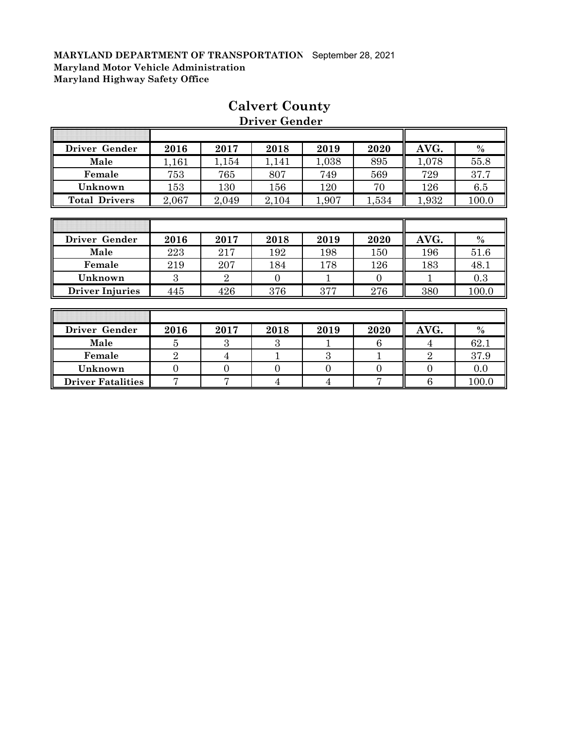**MARYLAND DEPARTMENT OF TRANSPORTATION** September 28, 2021
**Maryland Motor Vehicle Administration**
**Maryland Highway Safety Office**

# Calvert County

## Driver Gender

| Driver Gender | 2016 | 2017 | 2018 | 2019 | 2020 | AVG. | % |
|---|---|---|---|---|---|---|---|
| Male | 1,161 | 1,154 | 1,141 | 1,038 | 895 | 1,078 | 55.8 |
| Female | 753 | 765 | 807 | 749 | 569 | 729 | 37.7 |
| Unknown | 153 | 130 | 156 | 120 | 70 | 126 | 6.5 |
| Total Drivers | 2,067 | 2,049 | 2,104 | 1,907 | 1,534 | 1,932 | 100.0 |

| Driver Gender | 2016 | 2017 | 2018 | 2019 | 2020 | AVG. | % |
|---|---|---|---|---|---|---|---|
| Male | 223 | 217 | 192 | 198 | 150 | 196 | 51.6 |
| Female | 219 | 207 | 184 | 178 | 126 | 183 | 48.1 |
| Unknown | 3 | 2 | 0 | 1 | 0 | 1 | 0.3 |
| Driver Injuries | 445 | 426 | 376 | 377 | 276 | 380 | 100.0 |

| Driver Gender | 2016 | 2017 | 2018 | 2019 | 2020 | AVG. | % |
|---|---|---|---|---|---|---|---|
| Male | 5 | 3 | 3 | 1 | 6 | 4 | 62.1 |
| Female | 2 | 4 | 1 | 3 | 1 | 2 | 37.9 |
| Unknown | 0 | 0 | 0 | 0 | 0 | 0 | 0.0 |
| Driver Fatalities | 7 | 7 | 4 | 4 | 7 | 6 | 100.0 |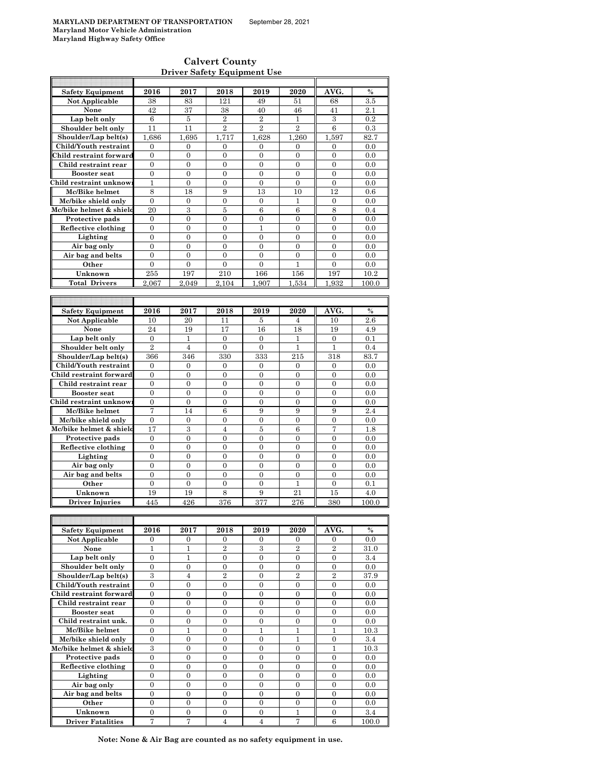MARYLAND DEPARTMENT OF TRANSPORTATION September 28, 2021
Maryland Motor Vehicle Administration
Maryland Highway Safety Office

# Calvert County
## Driver Safety Equipment Use

| Safety Equipment | 2016 | 2017 | 2018 | 2019 | 2020 | AVG. | % |
|---|---|---|---|---|---|---|---|
| Not Applicable | 38 | 83 | 121 | 49 | 51 | 68 | 3.5 |
| None | 42 | 37 | 38 | 40 | 46 | 41 | 2.1 |
| Lap belt only | 6 | 5 | 2 | 2 | 1 | 3 | 0.2 |
| Shoulder belt only | 11 | 11 | 2 | 2 | 2 | 6 | 0.3 |
| Shoulder/Lap belt(s) | 1,686 | 1,695 | 1,717 | 1,628 | 1,260 | 1,597 | 82.7 |
| Child/Youth restraint | 0 | 0 | 0 | 0 | 0 | 0 | 0.0 |
| Child restraint forward | 0 | 0 | 0 | 0 | 0 | 0 | 0.0 |
| Child restraint rear | 0 | 0 | 0 | 0 | 0 | 0 | 0.0 |
| Booster seat | 0 | 0 | 0 | 0 | 0 | 0 | 0.0 |
| Child restraint unknown | 1 | 0 | 0 | 0 | 0 | 0 | 0.0 |
| Mc/Bike helmet | 8 | 18 | 9 | 13 | 10 | 12 | 0.6 |
| Mc/bike shield only | 0 | 0 | 0 | 0 | 1 | 0 | 0.0 |
| Mc/bike helmet & shield | 20 | 3 | 5 | 6 | 6 | 8 | 0.4 |
| Protective pads | 0 | 0 | 0 | 0 | 0 | 0 | 0.0 |
| Reflective clothing | 0 | 0 | 0 | 1 | 0 | 0 | 0.0 |
| Lighting | 0 | 0 | 0 | 0 | 0 | 0 | 0.0 |
| Air bag only | 0 | 0 | 0 | 0 | 0 | 0 | 0.0 |
| Air bag and belts | 0 | 0 | 0 | 0 | 0 | 0 | 0.0 |
| Other | 0 | 0 | 0 | 0 | 1 | 0 | 0.0 |
| Unknown | 255 | 197 | 210 | 166 | 156 | 197 | 10.2 |
| Total Drivers | 2,067 | 2,049 | 2,104 | 1,907 | 1,534 | 1,932 | 100.0 |

| Safety Equipment | 2016 | 2017 | 2018 | 2019 | 2020 | AVG. | % |
|---|---|---|---|---|---|---|---|
| Not Applicable | 10 | 20 | 11 | 5 | 4 | 10 | 2.6 |
| None | 24 | 19 | 17 | 16 | 18 | 19 | 4.9 |
| Lap belt only | 0 | 1 | 0 | 0 | 1 | 0 | 0.1 |
| Shoulder belt only | 2 | 4 | 0 | 0 | 1 | 1 | 0.4 |
| Shoulder/Lap belt(s) | 366 | 346 | 330 | 333 | 215 | 318 | 83.7 |
| Child/Youth restraint | 0 | 0 | 0 | 0 | 0 | 0 | 0.0 |
| Child restraint forward | 0 | 0 | 0 | 0 | 0 | 0 | 0.0 |
| Child restraint rear | 0 | 0 | 0 | 0 | 0 | 0 | 0.0 |
| Booster seat | 0 | 0 | 0 | 0 | 0 | 0 | 0.0 |
| Child restraint unknown | 0 | 0 | 0 | 0 | 0 | 0 | 0.0 |
| Mc/Bike helmet | 7 | 14 | 6 | 9 | 9 | 9 | 2.4 |
| Mc/bike shield only | 0 | 0 | 0 | 0 | 0 | 0 | 0.0 |
| Mc/bike helmet & shield | 17 | 3 | 4 | 5 | 6 | 7 | 1.8 |
| Protective pads | 0 | 0 | 0 | 0 | 0 | 0 | 0.0 |
| Reflective clothing | 0 | 0 | 0 | 0 | 0 | 0 | 0.0 |
| Lighting | 0 | 0 | 0 | 0 | 0 | 0 | 0.0 |
| Air bag only | 0 | 0 | 0 | 0 | 0 | 0 | 0.0 |
| Air bag and belts | 0 | 0 | 0 | 0 | 0 | 0 | 0.0 |
| Other | 0 | 0 | 0 | 0 | 1 | 0 | 0.1 |
| Unknown | 19 | 19 | 8 | 9 | 21 | 15 | 4.0 |
| Driver Injuries | 445 | 426 | 376 | 377 | 276 | 380 | 100.0 |

| Safety Equipment | 2016 | 2017 | 2018 | 2019 | 2020 | AVG. | % |
|---|---|---|---|---|---|---|---|
| Not Applicable | 0 | 0 | 0 | 0 | 0 | 0 | 0.0 |
| None | 1 | 1 | 2 | 3 | 2 | 2 | 31.0 |
| Lap belt only | 0 | 1 | 0 | 0 | 0 | 0 | 3.4 |
| Shoulder belt only | 0 | 0 | 0 | 0 | 0 | 0 | 0.0 |
| Shoulder/Lap belt(s) | 3 | 4 | 2 | 0 | 2 | 2 | 37.9 |
| Child/Youth restraint | 0 | 0 | 0 | 0 | 0 | 0 | 0.0 |
| Child restraint forward | 0 | 0 | 0 | 0 | 0 | 0 | 0.0 |
| Child restraint rear | 0 | 0 | 0 | 0 | 0 | 0 | 0.0 |
| Booster seat | 0 | 0 | 0 | 0 | 0 | 0 | 0.0 |
| Child restraint unk. | 0 | 0 | 0 | 0 | 0 | 0 | 0.0 |
| Mc/Bike helmet | 0 | 1 | 0 | 1 | 1 | 1 | 10.3 |
| Mc/bike shield only | 0 | 0 | 0 | 0 | 1 | 0 | 3.4 |
| Mc/bike helmet & shield | 3 | 0 | 0 | 0 | 0 | 1 | 10.3 |
| Protective pads | 0 | 0 | 0 | 0 | 0 | 0 | 0.0 |
| Reflective clothing | 0 | 0 | 0 | 0 | 0 | 0 | 0.0 |
| Lighting | 0 | 0 | 0 | 0 | 0 | 0 | 0.0 |
| Air bag only | 0 | 0 | 0 | 0 | 0 | 0 | 0.0 |
| Air bag and belts | 0 | 0 | 0 | 0 | 0 | 0 | 0.0 |
| Other | 0 | 0 | 0 | 0 | 0 | 0 | 0.0 |
| Unknown | 0 | 0 | 0 | 0 | 1 | 0 | 3.4 |
| Driver Fatalities | 7 | 7 | 4 | 4 | 7 | 6 | 100.0 |

**Note: None & Air Bag are counted as no safety equipment in use.**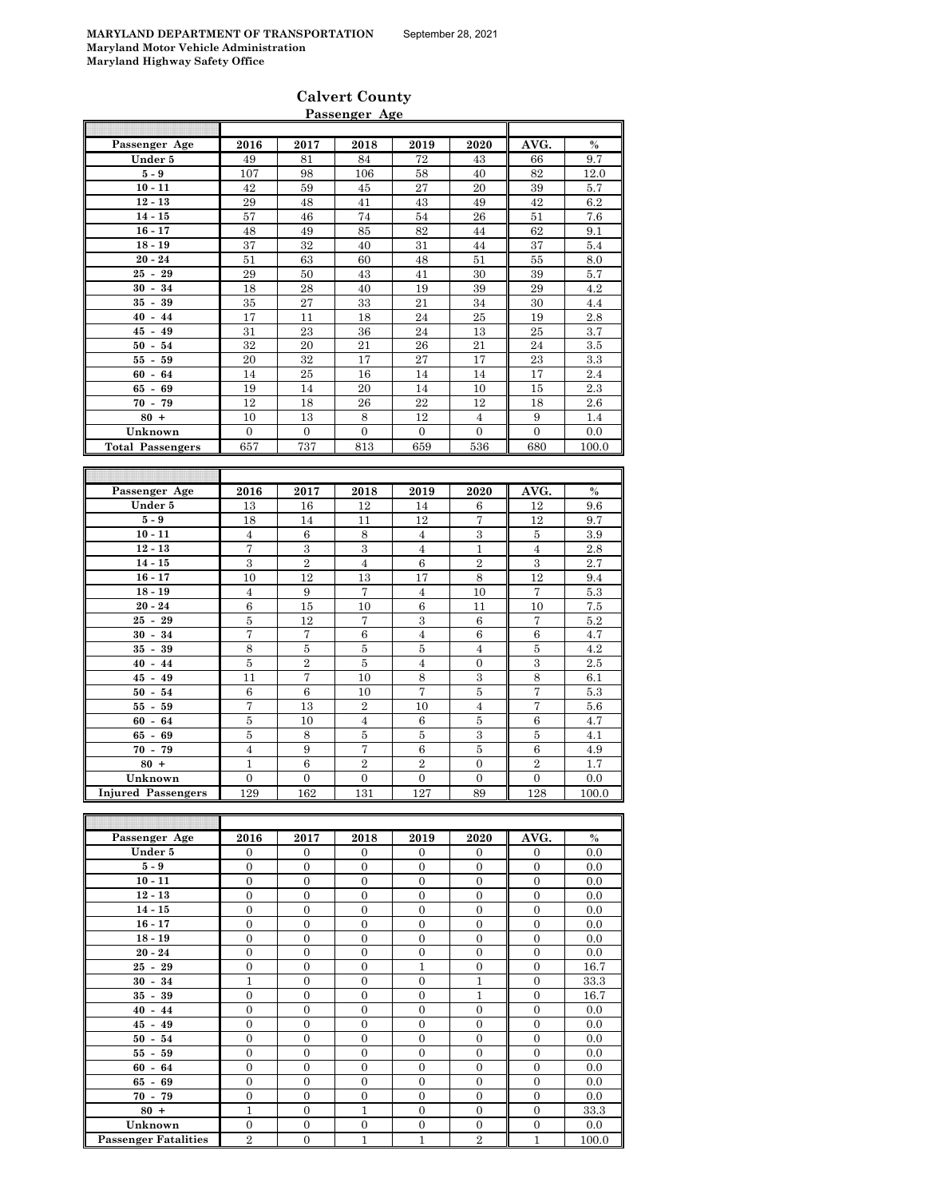**MARYLAND DEPARTMENT OF TRANSPORTATION** September 28, 2021
**Maryland Motor Vehicle Administration**
**Maryland Highway Safety Office**

## Calvert County

### Passenger Age

| Passenger Age | 2016 | 2017 | 2018 | 2019 | 2020 | AVG. | % |
|---|---|---|---|---|---|---|---|
| Under 5 | 49 | 81 | 84 | 72 | 43 | 66 | 9.7 |
| 5 - 9 | 107 | 98 | 106 | 58 | 40 | 82 | 12.0 |
| 10 - 11 | 42 | 59 | 45 | 27 | 20 | 39 | 5.7 |
| 12 - 13 | 29 | 48 | 41 | 43 | 49 | 42 | 6.2 |
| 14 - 15 | 57 | 46 | 74 | 54 | 26 | 51 | 7.6 |
| 16 - 17 | 48 | 49 | 85 | 82 | 44 | 62 | 9.1 |
| 18 - 19 | 37 | 32 | 40 | 31 | 44 | 37 | 5.4 |
| 20 - 24 | 51 | 63 | 60 | 48 | 51 | 55 | 8.0 |
| 25 - 29 | 29 | 50 | 43 | 41 | 30 | 39 | 5.7 |
| 30 - 34 | 18 | 28 | 40 | 19 | 39 | 29 | 4.2 |
| 35 - 39 | 35 | 27 | 33 | 21 | 34 | 30 | 4.4 |
| 40 - 44 | 17 | 11 | 18 | 24 | 25 | 19 | 2.8 |
| 45 - 49 | 31 | 23 | 36 | 24 | 13 | 25 | 3.7 |
| 50 - 54 | 32 | 20 | 21 | 26 | 21 | 24 | 3.5 |
| 55 - 59 | 20 | 32 | 17 | 27 | 17 | 23 | 3.3 |
| 60 - 64 | 14 | 25 | 16 | 14 | 14 | 17 | 2.4 |
| 65 - 69 | 19 | 14 | 20 | 14 | 10 | 15 | 2.3 |
| 70 - 79 | 12 | 18 | 26 | 22 | 12 | 18 | 2.6 |
| 80 + | 10 | 13 | 8 | 12 | 4 | 9 | 1.4 |
| Unknown | 0 | 0 | 0 | 0 | 0 | 0 | 0.0 |
| **Total Passengers** | 657 | 737 | 813 | 659 | 536 | 680 | 100.0 |

| Passenger Age | 2016 | 2017 | 2018 | 2019 | 2020 | AVG. | % |
|---|---|---|---|---|---|---|---|
| Under 5 | 13 | 16 | 12 | 14 | 6 | 12 | 9.6 |
| 5 - 9 | 18 | 14 | 11 | 12 | 7 | 12 | 9.7 |
| 10 - 11 | 4 | 6 | 8 | 4 | 3 | 5 | 3.9 |
| 12 - 13 | 7 | 3 | 3 | 4 | 1 | 4 | 2.8 |
| 14 - 15 | 3 | 2 | 4 | 6 | 2 | 3 | 2.7 |
| 16 - 17 | 10 | 12 | 13 | 17 | 8 | 12 | 9.4 |
| 18 - 19 | 4 | 9 | 7 | 4 | 10 | 7 | 5.3 |
| 20 - 24 | 6 | 15 | 10 | 6 | 11 | 10 | 7.5 |
| 25 - 29 | 5 | 12 | 7 | 3 | 6 | 7 | 5.2 |
| 30 - 34 | 7 | 7 | 6 | 4 | 6 | 6 | 4.7 |
| 35 - 39 | 8 | 5 | 5 | 5 | 4 | 5 | 4.2 |
| 40 - 44 | 5 | 2 | 5 | 4 | 0 | 3 | 2.5 |
| 45 - 49 | 11 | 7 | 10 | 8 | 3 | 8 | 6.1 |
| 50 - 54 | 6 | 6 | 10 | 7 | 5 | 7 | 5.3 |
| 55 - 59 | 7 | 13 | 2 | 10 | 4 | 7 | 5.6 |
| 60 - 64 | 5 | 10 | 4 | 6 | 5 | 6 | 4.7 |
| 65 - 69 | 5 | 8 | 5 | 5 | 3 | 5 | 4.1 |
| 70 - 79 | 4 | 9 | 7 | 6 | 5 | 6 | 4.9 |
| 80 + | 1 | 6 | 2 | 2 | 0 | 2 | 1.7 |
| Unknown | 0 | 0 | 0 | 0 | 0 | 0 | 0.0 |
| **Injured Passengers** | 129 | 162 | 131 | 127 | 89 | 128 | 100.0 |

| Passenger Age | 2016 | 2017 | 2018 | 2019 | 2020 | AVG. | % |
|---|---|---|---|---|---|---|---|
| Under 5 | 0 | 0 | 0 | 0 | 0 | 0 | 0.0 |
| 5 - 9 | 0 | 0 | 0 | 0 | 0 | 0 | 0.0 |
| 10 - 11 | 0 | 0 | 0 | 0 | 0 | 0 | 0.0 |
| 12 - 13 | 0 | 0 | 0 | 0 | 0 | 0 | 0.0 |
| 14 - 15 | 0 | 0 | 0 | 0 | 0 | 0 | 0.0 |
| 16 - 17 | 0 | 0 | 0 | 0 | 0 | 0 | 0.0 |
| 18 - 19 | 0 | 0 | 0 | 0 | 0 | 0 | 0.0 |
| 20 - 24 | 0 | 0 | 0 | 0 | 0 | 0 | 0.0 |
| 25 - 29 | 0 | 0 | 0 | 1 | 0 | 0 | 16.7 |
| 30 - 34 | 1 | 0 | 0 | 0 | 1 | 0 | 33.3 |
| 35 - 39 | 0 | 0 | 0 | 0 | 1 | 0 | 16.7 |
| 40 - 44 | 0 | 0 | 0 | 0 | 0 | 0 | 0.0 |
| 45 - 49 | 0 | 0 | 0 | 0 | 0 | 0 | 0.0 |
| 50 - 54 | 0 | 0 | 0 | 0 | 0 | 0 | 0.0 |
| 55 - 59 | 0 | 0 | 0 | 0 | 0 | 0 | 0.0 |
| 60 - 64 | 0 | 0 | 0 | 0 | 0 | 0 | 0.0 |
| 65 - 69 | 0 | 0 | 0 | 0 | 0 | 0 | 0.0 |
| 70 - 79 | 0 | 0 | 0 | 0 | 0 | 0 | 0.0 |
| 80 + | 1 | 0 | 1 | 0 | 0 | 0 | 33.3 |
| Unknown | 0 | 0 | 0 | 0 | 0 | 0 | 0.0 |
| **Passenger Fatalities** | 2 | 0 | 1 | 1 | 2 | 1 | 100.0 |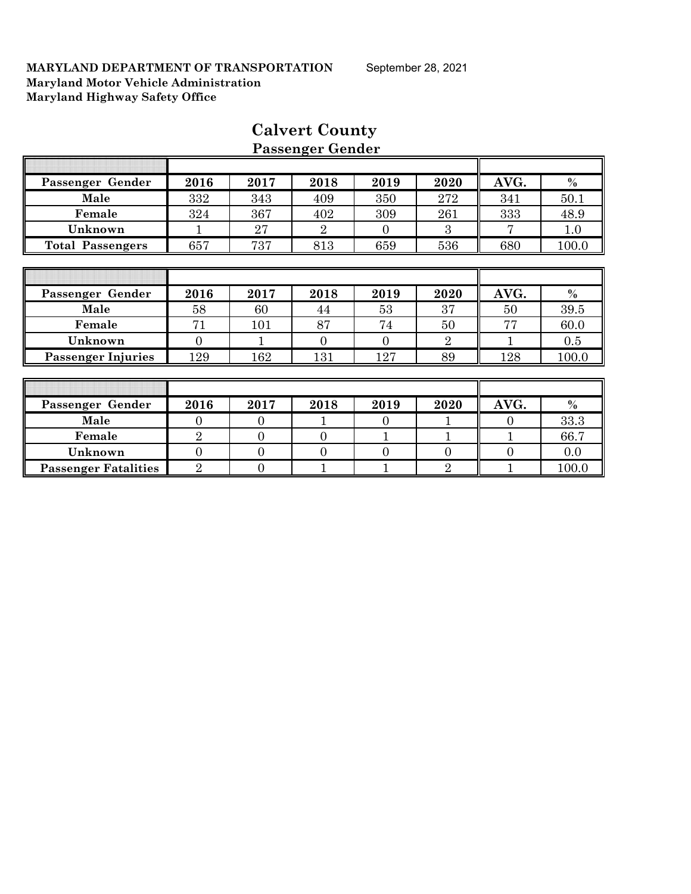**MARYLAND DEPARTMENT OF TRANSPORTATION** September 28, 2021
**Maryland Motor Vehicle Administration**
**Maryland Highway Safety Office**

# Calvert County

## Passenger Gender

| Passenger Gender | 2016 | 2017 | 2018 | 2019 | 2020 | AVG. | % |
|---|---|---|---|---|---|---|---|
| Male | 332 | 343 | 409 | 350 | 272 | 341 | 50.1 |
| Female | 324 | 367 | 402 | 309 | 261 | 333 | 48.9 |
| Unknown | 1 | 27 | 2 | 0 | 3 | 7 | 1.0 |
| Total Passengers | 657 | 737 | 813 | 659 | 536 | 680 | 100.0 |

| Passenger Gender | 2016 | 2017 | 2018 | 2019 | 2020 | AVG. | % |
|---|---|---|---|---|---|---|---|
| Male | 58 | 60 | 44 | 53 | 37 | 50 | 39.5 |
| Female | 71 | 101 | 87 | 74 | 50 | 77 | 60.0 |
| Unknown | 0 | 1 | 0 | 0 | 2 | 1 | 0.5 |
| Passenger Injuries | 129 | 162 | 131 | 127 | 89 | 128 | 100.0 |

| Passenger Gender | 2016 | 2017 | 2018 | 2019 | 2020 | AVG. | % |
|---|---|---|---|---|---|---|---|
| Male | 0 | 0 | 1 | 0 | 1 | 0 | 33.3 |
| Female | 2 | 0 | 0 | 1 | 1 | 1 | 66.7 |
| Unknown | 0 | 0 | 0 | 0 | 0 | 0 | 0.0 |
| Passenger Fatalities | 2 | 0 | 1 | 1 | 2 | 1 | 100.0 |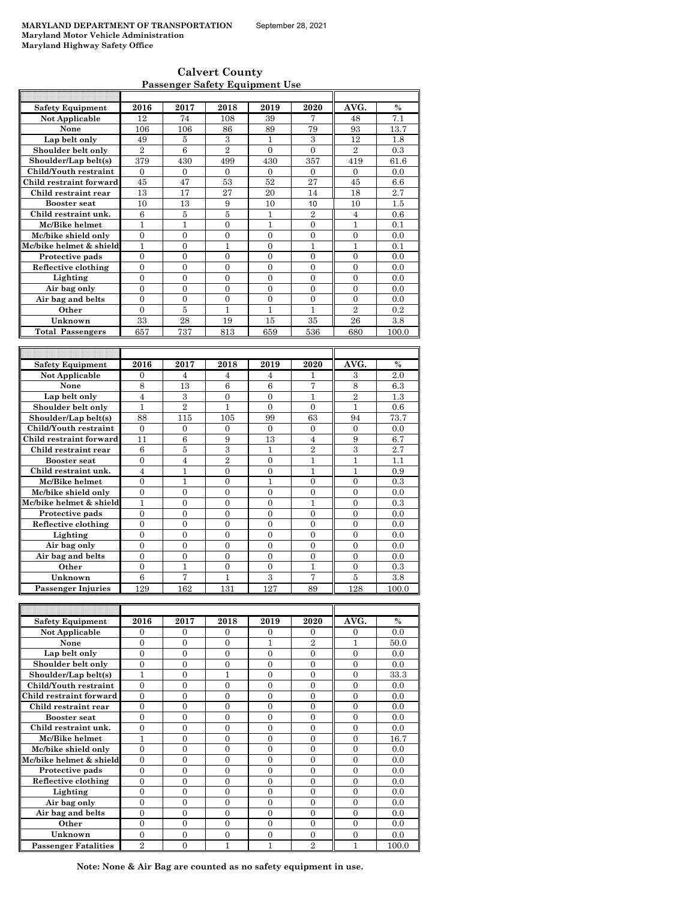**MARYLAND DEPARTMENT OF TRANSPORTATION** September 28, 2021
**Maryland Motor Vehicle Administration**
**Maryland Highway Safety Office**

## Calvert County
### Passenger Safety Equipment Use

| Safety Equipment | 2016 | 2017 | 2018 | 2019 | 2020 | AVG. | % |
|---|---|---|---|---|---|---|---|
| Not Applicable | 12 | 74 | 108 | 39 | 7 | 48 | 7.1 |
| None | 106 | 106 | 86 | 89 | 79 | 93 | 13.7 |
| Lap belt only | 49 | 5 | 3 | 1 | 3 | 12 | 1.8 |
| Shoulder belt only | 2 | 6 | 2 | 0 | 0 | 2 | 0.3 |
| Shoulder/Lap belt(s) | 379 | 430 | 499 | 430 | 357 | 419 | 61.6 |
| Child/Youth restraint | 0 | 0 | 0 | 0 | 0 | 0 | 0.0 |
| Child restraint forward | 45 | 47 | 53 | 52 | 27 | 45 | 6.6 |
| Child restraint rear | 13 | 17 | 27 | 20 | 14 | 18 | 2.7 |
| Booster seat | 10 | 13 | 9 | 10 | 10 | 10 | 1.5 |
| Child restraint unk. | 6 | 5 | 5 | 1 | 2 | 4 | 0.6 |
| Mc/Bike helmet | 1 | 1 | 0 | 1 | 0 | 1 | 0.1 |
| Mc/bike shield only | 0 | 0 | 0 | 0 | 0 | 0 | 0.0 |
| Mc/bike helmet & shield | 1 | 0 | 1 | 0 | 1 | 1 | 0.1 |
| Protective pads | 0 | 0 | 0 | 0 | 0 | 0 | 0.0 |
| Reflective clothing | 0 | 0 | 0 | 0 | 0 | 0 | 0.0 |
| Lighting | 0 | 0 | 0 | 0 | 0 | 0 | 0.0 |
| Air bag only | 0 | 0 | 0 | 0 | 0 | 0 | 0.0 |
| Air bag and belts | 0 | 0 | 0 | 0 | 0 | 0 | 0.0 |
| Other | 0 | 5 | 1 | 1 | 1 | 2 | 0.2 |
| Unknown | 33 | 28 | 19 | 15 | 35 | 26 | 3.8 |
| Total Passengers | 657 | 737 | 813 | 659 | 536 | 680 | 100.0 |

| Safety Equipment | 2016 | 2017 | 2018 | 2019 | 2020 | AVG. | % |
|---|---|---|---|---|---|---|---|
| Not Applicable | 0 | 4 | 4 | 4 | 1 | 3 | 2.0 |
| None | 8 | 13 | 6 | 6 | 7 | 8 | 6.3 |
| Lap belt only | 4 | 3 | 0 | 0 | 1 | 2 | 1.3 |
| Shoulder belt only | 1 | 2 | 1 | 0 | 0 | 1 | 0.6 |
| Shoulder/Lap belt(s) | 88 | 115 | 105 | 99 | 63 | 94 | 73.7 |
| Child/Youth restraint | 0 | 0 | 0 | 0 | 0 | 0 | 0.0 |
| Child restraint forward | 11 | 6 | 9 | 13 | 4 | 9 | 6.7 |
| Child restraint rear | 6 | 5 | 3 | 1 | 2 | 3 | 2.7 |
| Booster seat | 0 | 4 | 2 | 0 | 1 | 1 | 1.1 |
| Child restraint unk. | 4 | 1 | 0 | 0 | 1 | 1 | 0.9 |
| Mc/Bike helmet | 0 | 1 | 0 | 1 | 0 | 0 | 0.3 |
| Mc/bike shield only | 0 | 0 | 0 | 0 | 0 | 0 | 0.0 |
| Mc/bike helmet & shield | 1 | 0 | 0 | 0 | 1 | 0 | 0.3 |
| Protective pads | 0 | 0 | 0 | 0 | 0 | 0 | 0.0 |
| Reflective clothing | 0 | 0 | 0 | 0 | 0 | 0 | 0.0 |
| Lighting | 0 | 0 | 0 | 0 | 0 | 0 | 0.0 |
| Air bag only | 0 | 0 | 0 | 0 | 0 | 0 | 0.0 |
| Air bag and belts | 0 | 0 | 0 | 0 | 0 | 0 | 0.0 |
| Other | 0 | 1 | 0 | 0 | 1 | 0 | 0.3 |
| Unknown | 6 | 7 | 1 | 3 | 7 | 5 | 3.8 |
| Passenger Injuries | 129 | 162 | 131 | 127 | 89 | 128 | 100.0 |

| Safety Equipment | 2016 | 2017 | 2018 | 2019 | 2020 | AVG. | % |
|---|---|---|---|---|---|---|---|
| Not Applicable | 0 | 0 | 0 | 0 | 0 | 0 | 0.0 |
| None | 0 | 0 | 0 | 1 | 2 | 1 | 50.0 |
| Lap belt only | 0 | 0 | 0 | 0 | 0 | 0 | 0.0 |
| Shoulder belt only | 0 | 0 | 0 | 0 | 0 | 0 | 0.0 |
| Shoulder/Lap belt(s) | 1 | 0 | 1 | 0 | 0 | 0 | 33.3 |
| Child/Youth restraint | 0 | 0 | 0 | 0 | 0 | 0 | 0.0 |
| Child restraint forward | 0 | 0 | 0 | 0 | 0 | 0 | 0.0 |
| Child restraint rear | 0 | 0 | 0 | 0 | 0 | 0 | 0.0 |
| Booster seat | 0 | 0 | 0 | 0 | 0 | 0 | 0.0 |
| Child restraint unk. | 0 | 0 | 0 | 0 | 0 | 0 | 0.0 |
| Mc/Bike helmet | 1 | 0 | 0 | 0 | 0 | 0 | 16.7 |
| Mc/bike shield only | 0 | 0 | 0 | 0 | 0 | 0 | 0.0 |
| Mc/bike helmet & shield | 0 | 0 | 0 | 0 | 0 | 0 | 0.0 |
| Protective pads | 0 | 0 | 0 | 0 | 0 | 0 | 0.0 |
| Reflective clothing | 0 | 0 | 0 | 0 | 0 | 0 | 0.0 |
| Lighting | 0 | 0 | 0 | 0 | 0 | 0 | 0.0 |
| Air bag only | 0 | 0 | 0 | 0 | 0 | 0 | 0.0 |
| Air bag and belts | 0 | 0 | 0 | 0 | 0 | 0 | 0.0 |
| Other | 0 | 0 | 0 | 0 | 0 | 0 | 0.0 |
| Unknown | 0 | 0 | 0 | 0 | 0 | 0 | 0.0 |
| Passenger Fatalities | 2 | 0 | 1 | 1 | 2 | 1 | 100.0 |

**Note: None & Air Bag are counted as no safety equipment in use.**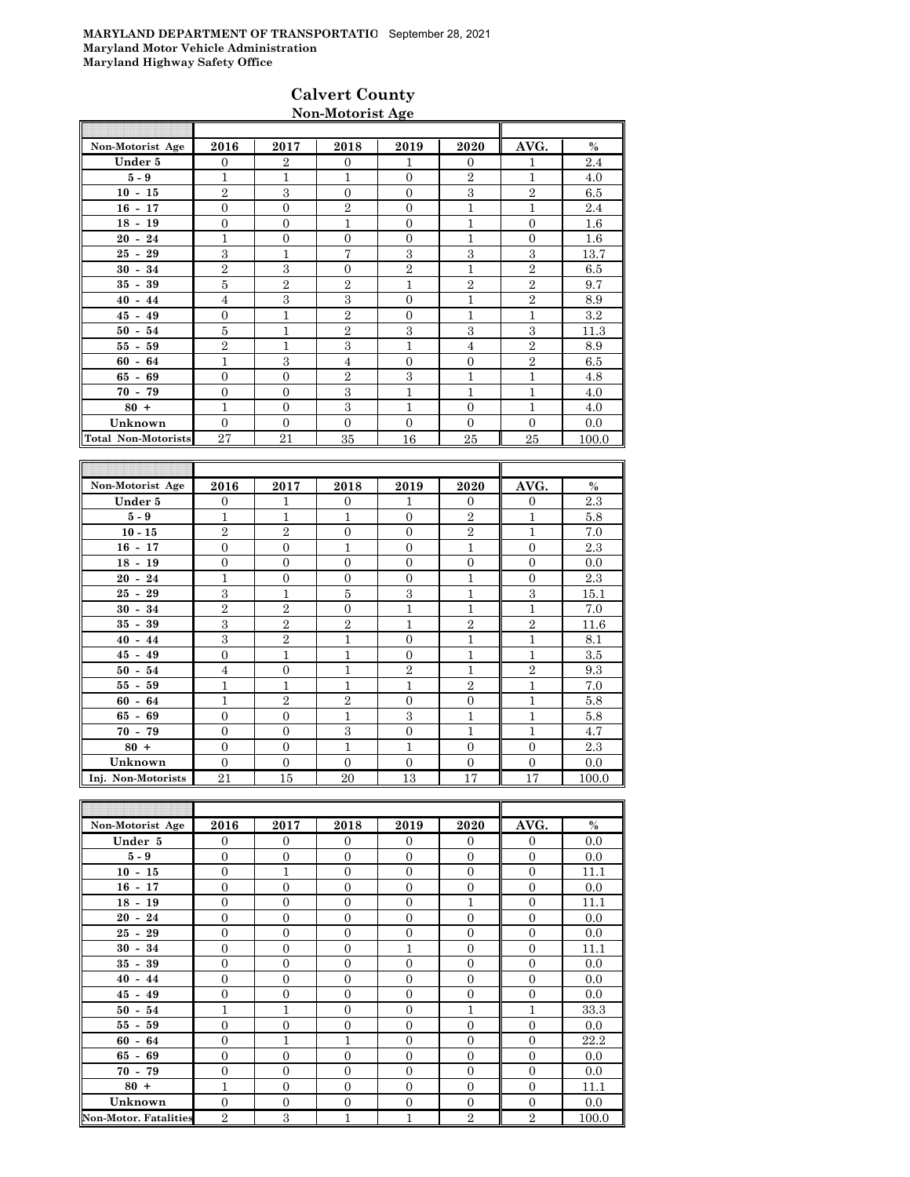**MARYLAND DEPARTMENT OF TRANSPORTATIO** September 28, 2021
**Maryland Motor Vehicle Administration**
**Maryland Highway Safety Office**

## Calvert County

### Non-Motorist Age

| Non-Motorist Age | 2016 | 2017 | 2018 | 2019 | 2020 | AVG. | % |
|---|---|---|---|---|---|---|---|
| Under 5 | 0 | 2 | 0 | 1 | 0 | 1 | 2.4 |
| 5 - 9 | 1 | 1 | 1 | 0 | 2 | 1 | 4.0 |
| 10 - 15 | 2 | 3 | 0 | 0 | 3 | 2 | 6.5 |
| 16 - 17 | 0 | 0 | 2 | 0 | 1 | 1 | 2.4 |
| 18 - 19 | 0 | 0 | 1 | 0 | 1 | 0 | 1.6 |
| 20 - 24 | 1 | 0 | 0 | 0 | 1 | 0 | 1.6 |
| 25 - 29 | 3 | 1 | 7 | 3 | 3 | 3 | 13.7 |
| 30 - 34 | 2 | 3 | 0 | 2 | 1 | 2 | 6.5 |
| 35 - 39 | 5 | 2 | 2 | 1 | 2 | 2 | 9.7 |
| 40 - 44 | 4 | 3 | 3 | 0 | 1 | 2 | 8.9 |
| 45 - 49 | 0 | 1 | 2 | 0 | 1 | 1 | 3.2 |
| 50 - 54 | 5 | 1 | 2 | 3 | 3 | 3 | 11.3 |
| 55 - 59 | 2 | 1 | 3 | 1 | 4 | 2 | 8.9 |
| 60 - 64 | 1 | 3 | 4 | 0 | 0 | 2 | 6.5 |
| 65 - 69 | 0 | 0 | 2 | 3 | 1 | 1 | 4.8 |
| 70 - 79 | 0 | 0 | 3 | 1 | 1 | 1 | 4.0 |
| 80 + | 1 | 0 | 3 | 1 | 0 | 1 | 4.0 |
| Unknown | 0 | 0 | 0 | 0 | 0 | 0 | 0.0 |
| Total Non-Motorists | 27 | 21 | 35 | 16 | 25 | 25 | 100.0 |

| Non-Motorist Age | 2016 | 2017 | 2018 | 2019 | 2020 | AVG. | % |
|---|---|---|---|---|---|---|---|
| Under 5 | 0 | 1 | 0 | 1 | 0 | 0 | 2.3 |
| 5 - 9 | 1 | 1 | 1 | 0 | 2 | 1 | 5.8 |
| 10 - 15 | 2 | 2 | 0 | 0 | 2 | 1 | 7.0 |
| 16 - 17 | 0 | 0 | 1 | 0 | 1 | 0 | 2.3 |
| 18 - 19 | 0 | 0 | 0 | 0 | 0 | 0 | 0.0 |
| 20 - 24 | 1 | 0 | 0 | 0 | 1 | 0 | 2.3 |
| 25 - 29 | 3 | 1 | 5 | 3 | 1 | 3 | 15.1 |
| 30 - 34 | 2 | 2 | 0 | 1 | 1 | 1 | 7.0 |
| 35 - 39 | 3 | 2 | 2 | 1 | 2 | 2 | 11.6 |
| 40 - 44 | 3 | 2 | 1 | 0 | 1 | 1 | 8.1 |
| 45 - 49 | 0 | 1 | 1 | 0 | 1 | 1 | 3.5 |
| 50 - 54 | 4 | 0 | 1 | 2 | 1 | 2 | 9.3 |
| 55 - 59 | 1 | 1 | 1 | 1 | 2 | 1 | 7.0 |
| 60 - 64 | 1 | 2 | 2 | 0 | 0 | 1 | 5.8 |
| 65 - 69 | 0 | 0 | 1 | 3 | 1 | 1 | 5.8 |
| 70 - 79 | 0 | 0 | 3 | 0 | 1 | 1 | 4.7 |
| 80 + | 0 | 0 | 1 | 1 | 0 | 0 | 2.3 |
| Unknown | 0 | 0 | 0 | 0 | 0 | 0 | 0.0 |
| Inj. Non-Motorists | 21 | 15 | 20 | 13 | 17 | 17 | 100.0 |

| Non-Motorist Age | 2016 | 2017 | 2018 | 2019 | 2020 | AVG. | % |
|---|---|---|---|---|---|---|---|
| Under 5 | 0 | 0 | 0 | 0 | 0 | 0 | 0.0 |
| 5 - 9 | 0 | 0 | 0 | 0 | 0 | 0 | 0.0 |
| 10 - 15 | 0 | 1 | 0 | 0 | 0 | 0 | 11.1 |
| 16 - 17 | 0 | 0 | 0 | 0 | 0 | 0 | 0.0 |
| 18 - 19 | 0 | 0 | 0 | 0 | 1 | 0 | 11.1 |
| 20 - 24 | 0 | 0 | 0 | 0 | 0 | 0 | 0.0 |
| 25 - 29 | 0 | 0 | 0 | 0 | 0 | 0 | 0.0 |
| 30 - 34 | 0 | 0 | 0 | 1 | 0 | 0 | 11.1 |
| 35 - 39 | 0 | 0 | 0 | 0 | 0 | 0 | 0.0 |
| 40 - 44 | 0 | 0 | 0 | 0 | 0 | 0 | 0.0 |
| 45 - 49 | 0 | 0 | 0 | 0 | 0 | 0 | 0.0 |
| 50 - 54 | 1 | 1 | 0 | 0 | 1 | 1 | 33.3 |
| 55 - 59 | 0 | 0 | 0 | 0 | 0 | 0 | 0.0 |
| 60 - 64 | 0 | 1 | 1 | 0 | 0 | 0 | 22.2 |
| 65 - 69 | 0 | 0 | 0 | 0 | 0 | 0 | 0.0 |
| 70 - 79 | 0 | 0 | 0 | 0 | 0 | 0 | 0.0 |
| 80 + | 1 | 0 | 0 | 0 | 0 | 0 | 11.1 |
| Unknown | 0 | 0 | 0 | 0 | 0 | 0 | 0.0 |
| Non-Motor. Fatalities | 2 | 3 | 1 | 1 | 2 | 2 | 100.0 |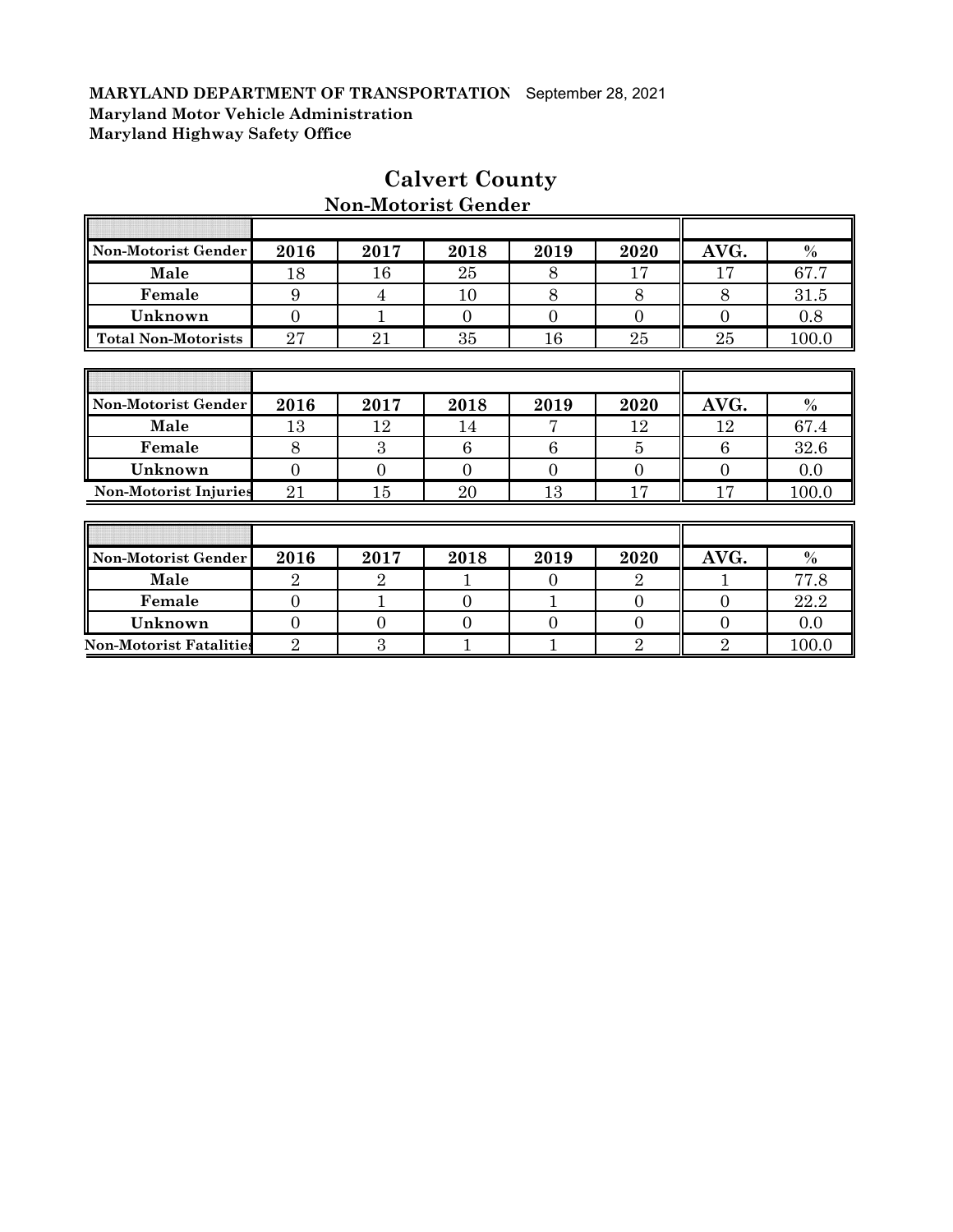**MARYLAND DEPARTMENT OF TRANSPORTATION** September 28, 2021
**Maryland Motor Vehicle Administration**
**Maryland Highway Safety Office**

# Calvert County

## Non-Motorist Gender

| Non-Motorist Gender | 2016 | 2017 | 2018 | 2019 | 2020 | AVG. | % |
|---|---|---|---|---|---|---|---|
| Male | 18 | 16 | 25 | 8 | 17 | 17 | 67.7 |
| Female | 9 | 4 | 10 | 8 | 8 | 8 | 31.5 |
| Unknown | 0 | 1 | 0 | 0 | 0 | 0 | 0.8 |
| Total Non-Motorists | 27 | 21 | 35 | 16 | 25 | 25 | 100.0 |

| Non-Motorist Gender | 2016 | 2017 | 2018 | 2019 | 2020 | AVG. | % |
|---|---|---|---|---|---|---|---|
| Male | 13 | 12 | 14 | 7 | 12 | 12 | 67.4 |
| Female | 8 | 3 | 6 | 6 | 5 | 6 | 32.6 |
| Unknown | 0 | 0 | 0 | 0 | 0 | 0 | 0.0 |
| Non-Motorist Injuries | 21 | 15 | 20 | 13 | 17 | 17 | 100.0 |

| Non-Motorist Gender | 2016 | 2017 | 2018 | 2019 | 2020 | AVG. | % |
|---|---|---|---|---|---|---|---|
| Male | 2 | 2 | 1 | 0 | 2 | 1 | 77.8 |
| Female | 0 | 1 | 0 | 1 | 0 | 0 | 22.2 |
| Unknown | 0 | 0 | 0 | 0 | 0 | 0 | 0.0 |
| Non-Motorist Fatalities | 2 | 3 | 1 | 1 | 2 | 2 | 100.0 |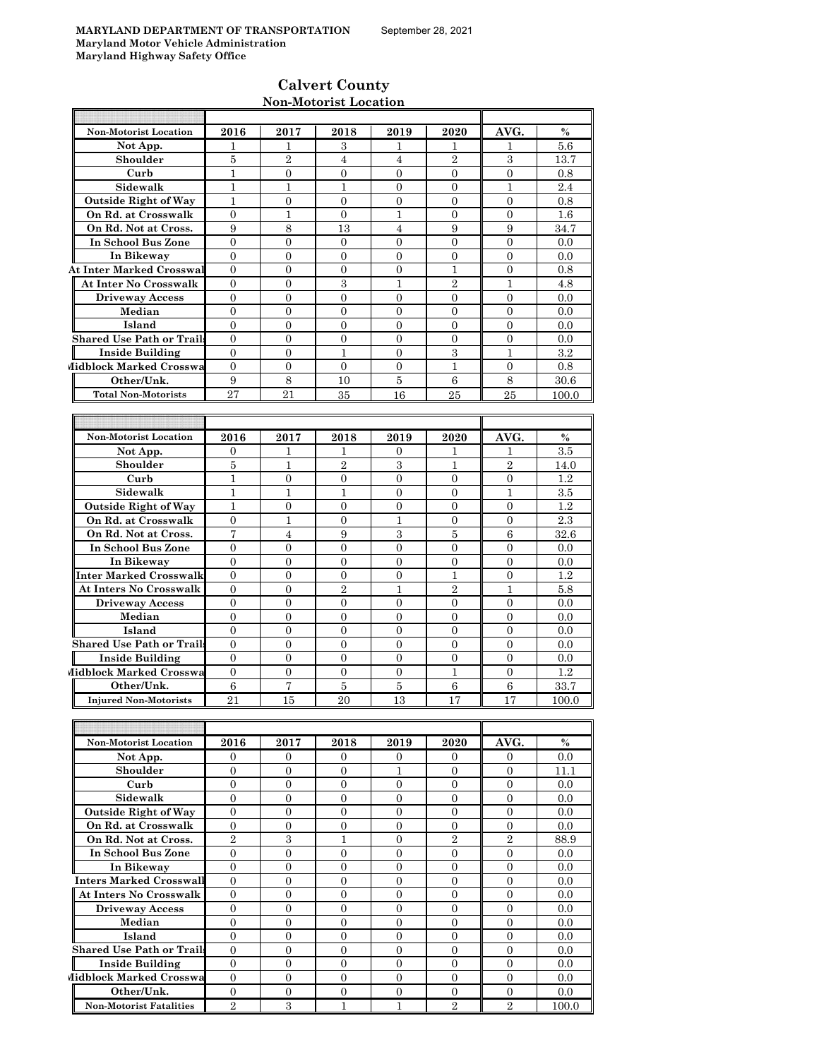**MARYLAND DEPARTMENT OF TRANSPORTATION** September 28, 2021
**Maryland Motor Vehicle Administration**
**Maryland Highway Safety Office**

## Calvert County
### Non-Motorist Location

| Non-Motorist Location | 2016 | 2017 | 2018 | 2019 | 2020 | AVG. | % |
|---|---|---|---|---|---|---|---|
| Not App. | 1 | 1 | 3 | 1 | 1 | 1 | 5.6 |
| Shoulder | 5 | 2 | 4 | 4 | 2 | 3 | 13.7 |
| Curb | 1 | 0 | 0 | 0 | 0 | 0 | 0.8 |
| Sidewalk | 1 | 1 | 1 | 0 | 0 | 1 | 2.4 |
| Outside Right of Way | 1 | 0 | 0 | 0 | 0 | 0 | 0.8 |
| On Rd. at Crosswalk | 0 | 1 | 0 | 1 | 0 | 0 | 1.6 |
| On Rd. Not at Cross. | 9 | 8 | 13 | 4 | 9 | 9 | 34.7 |
| In School Bus Zone | 0 | 0 | 0 | 0 | 0 | 0 | 0.0 |
| In Bikeway | 0 | 0 | 0 | 0 | 0 | 0 | 0.0 |
| At Inter Marked Crosswal | 0 | 0 | 0 | 0 | 1 | 0 | 0.8 |
| At Inter No Crosswalk | 0 | 0 | 3 | 1 | 2 | 1 | 4.8 |
| Driveway Access | 0 | 0 | 0 | 0 | 0 | 0 | 0.0 |
| Median | 0 | 0 | 0 | 0 | 0 | 0 | 0.0 |
| Island | 0 | 0 | 0 | 0 | 0 | 0 | 0.0 |
| Shared Use Path or Trails | 0 | 0 | 0 | 0 | 0 | 0 | 0.0 |
| Inside Building | 0 | 0 | 1 | 0 | 3 | 1 | 3.2 |
| Midblock Marked Crosswa | 0 | 0 | 0 | 0 | 1 | 0 | 0.8 |
| Other/Unk. | 9 | 8 | 10 | 5 | 6 | 8 | 30.6 |
| **Total Non-Motorists** | 27 | 21 | 35 | 16 | 25 | 25 | 100.0 |

| Non-Motorist Location | 2016 | 2017 | 2018 | 2019 | 2020 | AVG. | % |
|---|---|---|---|---|---|---|---|
| Not App. | 0 | 1 | 1 | 0 | 1 | 1 | 3.5 |
| Shoulder | 5 | 1 | 2 | 3 | 1 | 2 | 14.0 |
| Curb | 1 | 0 | 0 | 0 | 0 | 0 | 1.2 |
| Sidewalk | 1 | 1 | 1 | 0 | 0 | 1 | 3.5 |
| Outside Right of Way | 1 | 0 | 0 | 0 | 0 | 0 | 1.2 |
| On Rd. at Crosswalk | 0 | 1 | 0 | 1 | 0 | 0 | 2.3 |
| On Rd. Not at Cross. | 7 | 4 | 9 | 3 | 5 | 6 | 32.6 |
| In School Bus Zone | 0 | 0 | 0 | 0 | 0 | 0 | 0.0 |
| In Bikeway | 0 | 0 | 0 | 0 | 0 | 0 | 0.0 |
| Inter Marked Crosswalk | 0 | 0 | 0 | 0 | 1 | 0 | 1.2 |
| At Inters No Crosswalk | 0 | 0 | 2 | 1 | 2 | 1 | 5.8 |
| Driveway Access | 0 | 0 | 0 | 0 | 0 | 0 | 0.0 |
| Median | 0 | 0 | 0 | 0 | 0 | 0 | 0.0 |
| Island | 0 | 0 | 0 | 0 | 0 | 0 | 0.0 |
| Shared Use Path or Trails | 0 | 0 | 0 | 0 | 0 | 0 | 0.0 |
| Inside Building | 0 | 0 | 0 | 0 | 0 | 0 | 0.0 |
| Midblock Marked Crosswa | 0 | 0 | 0 | 0 | 1 | 0 | 1.2 |
| Other/Unk. | 6 | 7 | 5 | 5 | 6 | 6 | 33.7 |
| **Injured Non-Motorists** | 21 | 15 | 20 | 13 | 17 | 17 | 100.0 |

| Non-Motorist Location | 2016 | 2017 | 2018 | 2019 | 2020 | AVG. | % |
|---|---|---|---|---|---|---|---|
| Not App. | 0 | 0 | 0 | 0 | 0 | 0 | 0.0 |
| Shoulder | 0 | 0 | 0 | 1 | 0 | 0 | 11.1 |
| Curb | 0 | 0 | 0 | 0 | 0 | 0 | 0.0 |
| Sidewalk | 0 | 0 | 0 | 0 | 0 | 0 | 0.0 |
| Outside Right of Way | 0 | 0 | 0 | 0 | 0 | 0 | 0.0 |
| On Rd. at Crosswalk | 0 | 0 | 0 | 0 | 0 | 0 | 0.0 |
| On Rd. Not at Cross. | 2 | 3 | 1 | 0 | 2 | 2 | 88.9 |
| In School Bus Zone | 0 | 0 | 0 | 0 | 0 | 0 | 0.0 |
| In Bikeway | 0 | 0 | 0 | 0 | 0 | 0 | 0.0 |
| Inters Marked Crosswall | 0 | 0 | 0 | 0 | 0 | 0 | 0.0 |
| At Inters No Crosswalk | 0 | 0 | 0 | 0 | 0 | 0 | 0.0 |
| Driveway Access | 0 | 0 | 0 | 0 | 0 | 0 | 0.0 |
| Median | 0 | 0 | 0 | 0 | 0 | 0 | 0.0 |
| Island | 0 | 0 | 0 | 0 | 0 | 0 | 0.0 |
| Shared Use Path or Trails | 0 | 0 | 0 | 0 | 0 | 0 | 0.0 |
| Inside Building | 0 | 0 | 0 | 0 | 0 | 0 | 0.0 |
| Midblock Marked Crosswa | 0 | 0 | 0 | 0 | 0 | 0 | 0.0 |
| Other/Unk. | 0 | 0 | 0 | 0 | 0 | 0 | 0.0 |
| **Non-Motorist Fatalities** | 2 | 3 | 1 | 1 | 2 | 2 | 100.0 |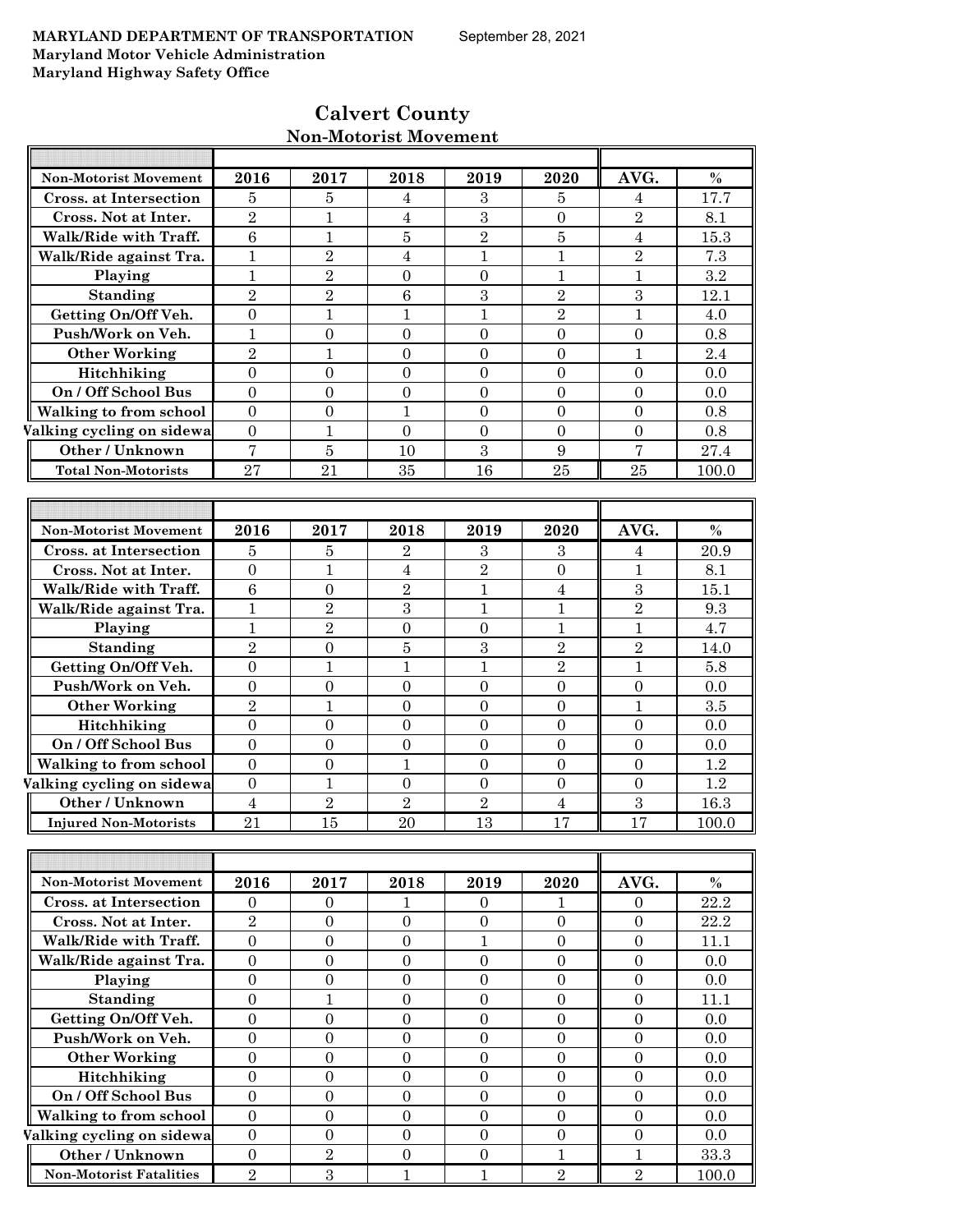**MARYLAND DEPARTMENT OF TRANSPORTATION** September 28, 2021
**Maryland Motor Vehicle Administration**
**Maryland Highway Safety Office**

# Calvert County

## Non-Motorist Movement

| Non-Motorist Movement | 2016 | 2017 | 2018 | 2019 | 2020 | AVG. | % |
|---|---|---|---|---|---|---|---|
| Cross. at Intersection | 5 | 5 | 4 | 3 | 5 | 4 | 17.7 |
| Cross. Not at Inter. | 2 | 1 | 4 | 3 | 0 | 2 | 8.1 |
| Walk/Ride with Traff. | 6 | 1 | 5 | 2 | 5 | 4 | 15.3 |
| Walk/Ride against Tra. | 1 | 2 | 4 | 1 | 1 | 2 | 7.3 |
| Playing | 1 | 2 | 0 | 0 | 1 | 1 | 3.2 |
| Standing | 2 | 2 | 6 | 3 | 2 | 3 | 12.1 |
| Getting On/Off Veh. | 0 | 1 | 1 | 1 | 2 | 1 | 4.0 |
| Push/Work on Veh. | 1 | 0 | 0 | 0 | 0 | 0 | 0.8 |
| Other Working | 2 | 1 | 0 | 0 | 0 | 1 | 2.4 |
| Hitchhiking | 0 | 0 | 0 | 0 | 0 | 0 | 0.0 |
| On / Off School Bus | 0 | 0 | 0 | 0 | 0 | 0 | 0.0 |
| Walking to from school | 0 | 0 | 1 | 0 | 0 | 0 | 0.8 |
| Walking cycling on sidewa | 0 | 1 | 0 | 0 | 0 | 0 | 0.8 |
| Other / Unknown | 7 | 5 | 10 | 3 | 9 | 7 | 27.4 |
| Total Non-Motorists | 27 | 21 | 35 | 16 | 25 | 25 | 100.0 |

| Non-Motorist Movement | 2016 | 2017 | 2018 | 2019 | 2020 | AVG. | % |
|---|---|---|---|---|---|---|---|
| Cross. at Intersection | 5 | 5 | 2 | 3 | 3 | 4 | 20.9 |
| Cross. Not at Inter. | 0 | 1 | 4 | 2 | 0 | 1 | 8.1 |
| Walk/Ride with Traff. | 6 | 0 | 2 | 1 | 4 | 3 | 15.1 |
| Walk/Ride against Tra. | 1 | 2 | 3 | 1 | 1 | 2 | 9.3 |
| Playing | 1 | 2 | 0 | 0 | 1 | 1 | 4.7 |
| Standing | 2 | 0 | 5 | 3 | 2 | 2 | 14.0 |
| Getting On/Off Veh. | 0 | 1 | 1 | 1 | 2 | 1 | 5.8 |
| Push/Work on Veh. | 0 | 0 | 0 | 0 | 0 | 0 | 0.0 |
| Other Working | 2 | 1 | 0 | 0 | 0 | 1 | 3.5 |
| Hitchhiking | 0 | 0 | 0 | 0 | 0 | 0 | 0.0 |
| On / Off School Bus | 0 | 0 | 0 | 0 | 0 | 0 | 0.0 |
| Walking to from school | 0 | 0 | 1 | 0 | 0 | 0 | 1.2 |
| Walking cycling on sidewa | 0 | 1 | 0 | 0 | 0 | 0 | 1.2 |
| Other / Unknown | 4 | 2 | 2 | 2 | 4 | 3 | 16.3 |
| Injured Non-Motorists | 21 | 15 | 20 | 13 | 17 | 17 | 100.0 |

| Non-Motorist Movement | 2016 | 2017 | 2018 | 2019 | 2020 | AVG. | % |
|---|---|---|---|---|---|---|---|
| Cross. at Intersection | 0 | 0 | 1 | 0 | 1 | 0 | 22.2 |
| Cross. Not at Inter. | 2 | 0 | 0 | 0 | 0 | 0 | 22.2 |
| Walk/Ride with Traff. | 0 | 0 | 0 | 1 | 0 | 0 | 11.1 |
| Walk/Ride against Tra. | 0 | 0 | 0 | 0 | 0 | 0 | 0.0 |
| Playing | 0 | 0 | 0 | 0 | 0 | 0 | 0.0 |
| Standing | 0 | 1 | 0 | 0 | 0 | 0 | 11.1 |
| Getting On/Off Veh. | 0 | 0 | 0 | 0 | 0 | 0 | 0.0 |
| Push/Work on Veh. | 0 | 0 | 0 | 0 | 0 | 0 | 0.0 |
| Other Working | 0 | 0 | 0 | 0 | 0 | 0 | 0.0 |
| Hitchhiking | 0 | 0 | 0 | 0 | 0 | 0 | 0.0 |
| On / Off School Bus | 0 | 0 | 0 | 0 | 0 | 0 | 0.0 |
| Walking to from school | 0 | 0 | 0 | 0 | 0 | 0 | 0.0 |
| Walking cycling on sidewa | 0 | 0 | 0 | 0 | 0 | 0 | 0.0 |
| Other / Unknown | 0 | 2 | 0 | 0 | 1 | 1 | 33.3 |
| Non-Motorist Fatalities | 2 | 3 | 1 | 1 | 2 | 2 | 100.0 |